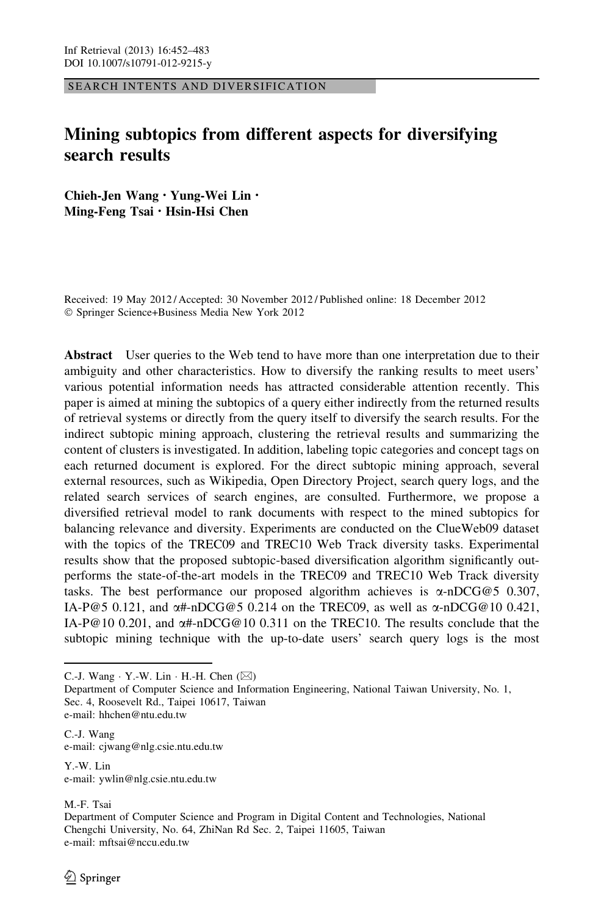SEARCH INTENTS AND DIVERSIFICATION

# Mining subtopics from different aspects for diversifying search results

**Chieh-Jen Wang · Yung-Wei Lin · Ming-Feng Tsai · Hsin-Hsi Chen**

Received: 19 May 2012 / Accepted: 30 November 2012 / Published online: 18 December 2012
© Springer Science+Business Media New York 2012

**Abstract** User queries to the Web tend to have more than one interpretation due to their ambiguity and other characteristics. How to diversify the ranking results to meet users' various potential information needs has attracted considerable attention recently. This paper is aimed at mining the subtopics of a query either indirectly from the returned results of retrieval systems or directly from the query itself to diversify the search results. For the indirect subtopic mining approach, clustering the retrieval results and summarizing the content of clusters is investigated. In addition, labeling topic categories and concept tags on each returned document is explored. For the direct subtopic mining approach, several external resources, such as Wikipedia, Open Directory Project, search query logs, and the related search services of search engines, are consulted. Furthermore, we propose a diversified retrieval model to rank documents with respect to the mined subtopics for balancing relevance and diversity. Experiments are conducted on the ClueWeb09 dataset with the topics of the TREC09 and TREC10 Web Track diversity tasks. Experimental results show that the proposed subtopic-based diversification algorithm significantly outperforms the state-of-the-art models in the TREC09 and TREC10 Web Track diversity tasks. The best performance our proposed algorithm achieves is $\alpha$-nDCG@5 0.307, IA-P@5 0.121, and $\alpha$#-nDCG@5 0.214 on the TREC09, as well as $\alpha$-nDCG@10 0.421, IA-P@10 0.201, and $\alpha$#-nDCG@10 0.311 on the TREC10. The results conclude that the subtopic mining technique with the up-to-date users' search query logs is the most

---

C.-J. Wang · Y.-W. Lin · H.-H. Chen (✉)
Department of Computer Science and Information Engineering, National Taiwan University, No. 1, Sec. 4, Roosevelt Rd., Taipei 10617, Taiwan
e-mail: hhchen@ntu.edu.tw

C.-J. Wang
e-mail: cjwang@nlg.csie.ntu.edu.tw

Y.-W. Lin
e-mail: ywlin@nlg.csie.ntu.edu.tw

M.-F. Tsai
Department of Computer Science and Program in Digital Content and Technologies, National Chengchi University, No. 64, ZhiNan Rd Sec. 2, Taipei 11605, Taiwan
e-mail: mftsai@nccu.edu.tw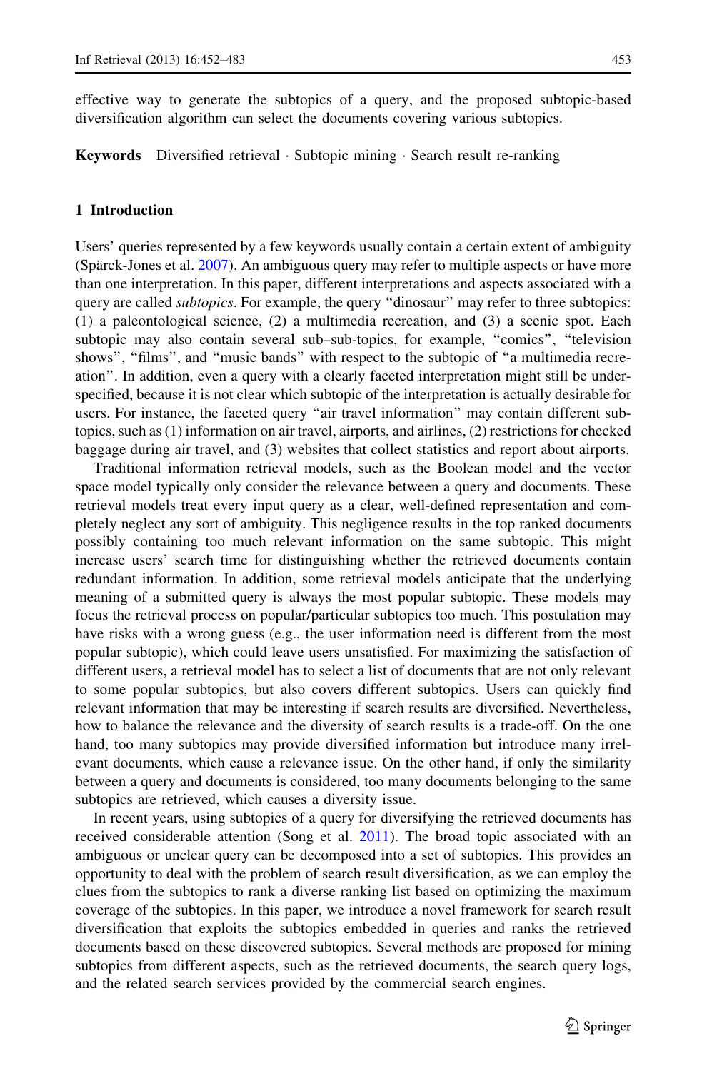effective way to generate the subtopics of a query, and the proposed subtopic-based diversification algorithm can select the documents covering various subtopics.

**Keywords** Diversified retrieval · Subtopic mining · Search result re-ranking

## 1 Introduction

Users' queries represented by a few keywords usually contain a certain extent of ambiguity (Spärck-Jones et al. 2007). An ambiguous query may refer to multiple aspects or have more than one interpretation. In this paper, different interpretations and aspects associated with a query are called *subtopics*. For example, the query "dinosaur" may refer to three subtopics: (1) a paleontological science, (2) a multimedia recreation, and (3) a scenic spot. Each subtopic may also contain several sub–sub-topics, for example, "comics", "television shows", "films", and "music bands" with respect to the subtopic of "a multimedia recreation". In addition, even a query with a clearly faceted interpretation might still be underspecified, because it is not clear which subtopic of the interpretation is actually desirable for users. For instance, the faceted query "air travel information" may contain different subtopics, such as (1) information on air travel, airports, and airlines, (2) restrictions for checked baggage during air travel, and (3) websites that collect statistics and report about airports.

Traditional information retrieval models, such as the Boolean model and the vector space model typically only consider the relevance between a query and documents. These retrieval models treat every input query as a clear, well-defined representation and completely neglect any sort of ambiguity. This negligence results in the top ranked documents possibly containing too much relevant information on the same subtopic. This might increase users' search time for distinguishing whether the retrieved documents contain redundant information. In addition, some retrieval models anticipate that the underlying meaning of a submitted query is always the most popular subtopic. These models may focus the retrieval process on popular/particular subtopics too much. This postulation may have risks with a wrong guess (e.g., the user information need is different from the most popular subtopic), which could leave users unsatisfied. For maximizing the satisfaction of different users, a retrieval model has to select a list of documents that are not only relevant to some popular subtopics, but also covers different subtopics. Users can quickly find relevant information that may be interesting if search results are diversified. Nevertheless, how to balance the relevance and the diversity of search results is a trade-off. On the one hand, too many subtopics may provide diversified information but introduce many irrelevant documents, which cause a relevance issue. On the other hand, if only the similarity between a query and documents is considered, too many documents belonging to the same subtopics are retrieved, which causes a diversity issue.

In recent years, using subtopics of a query for diversifying the retrieved documents has received considerable attention (Song et al. 2011). The broad topic associated with an ambiguous or unclear query can be decomposed into a set of subtopics. This provides an opportunity to deal with the problem of search result diversification, as we can employ the clues from the subtopics to rank a diverse ranking list based on optimizing the maximum coverage of the subtopics. In this paper, we introduce a novel framework for search result diversification that exploits the subtopics embedded in queries and ranks the retrieved documents based on these discovered subtopics. Several methods are proposed for mining subtopics from different aspects, such as the retrieved documents, the search query logs, and the related search services provided by the commercial search engines.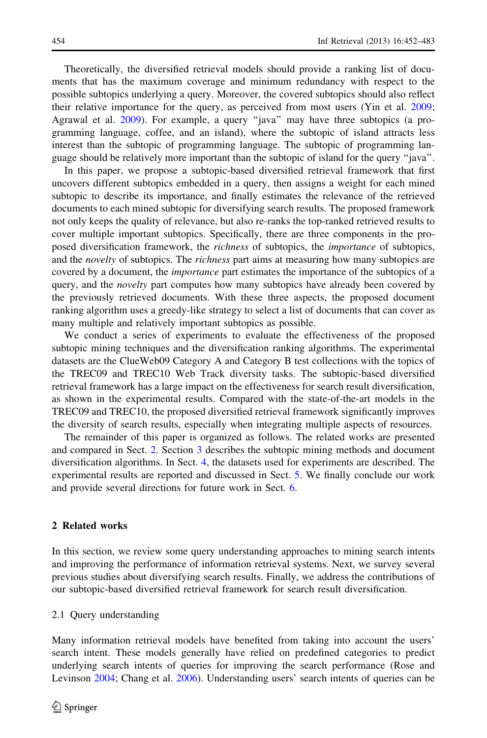Theoretically, the diversified retrieval models should provide a ranking list of documents that has the maximum coverage and minimum redundancy with respect to the possible subtopics underlying a query. Moreover, the covered subtopics should also reflect their relative importance for the query, as perceived from most users (Yin et al. 2009; Agrawal et al. 2009). For example, a query "java" may have three subtopics (a programming language, coffee, and an island), where the subtopic of island attracts less interest than the subtopic of programming language. The subtopic of programming language should be relatively more important than the subtopic of island for the query "java".

In this paper, we propose a subtopic-based diversified retrieval framework that first uncovers different subtopics embedded in a query, then assigns a weight for each mined subtopic to describe its importance, and finally estimates the relevance of the retrieved documents to each mined subtopic for diversifying search results. The proposed framework not only keeps the quality of relevance, but also re-ranks the top-ranked retrieved results to cover multiple important subtopics. Specifically, there are three components in the proposed diversification framework, the *richness* of subtopics, the *importance* of subtopics, and the *novelty* of subtopics. The *richness* part aims at measuring how many subtopics are covered by a document, the *importance* part estimates the importance of the subtopics of a query, and the *novelty* part computes how many subtopics have already been covered by the previously retrieved documents. With these three aspects, the proposed document ranking algorithm uses a greedy-like strategy to select a list of documents that can cover as many multiple and relatively important subtopics as possible.

We conduct a series of experiments to evaluate the effectiveness of the proposed subtopic mining techniques and the diversification ranking algorithms. The experimental datasets are the ClueWeb09 Category A and Category B test collections with the topics of the TREC09 and TREC10 Web Track diversity tasks. The subtopic-based diversified retrieval framework has a large impact on the effectiveness for search result diversification, as shown in the experimental results. Compared with the state-of-the-art models in the TREC09 and TREC10, the proposed diversified retrieval framework significantly improves the diversity of search results, especially when integrating multiple aspects of resources.

The remainder of this paper is organized as follows. The related works are presented and compared in Sect. 2. Section 3 describes the subtopic mining methods and document diversification algorithms. In Sect. 4, the datasets used for experiments are described. The experimental results are reported and discussed in Sect. 5. We finally conclude our work and provide several directions for future work in Sect. 6.

## 2 Related works

In this section, we review some query understanding approaches to mining search intents and improving the performance of information retrieval systems. Next, we survey several previous studies about diversifying search results. Finally, we address the contributions of our subtopic-based diversified retrieval framework for search result diversification.

### 2.1 Query understanding

Many information retrieval models have benefited from taking into account the users' search intent. These models generally have relied on predefined categories to predict underlying search intents of queries for improving the search performance (Rose and Levinson 2004; Chang et al. 2006). Understanding users' search intents of queries can be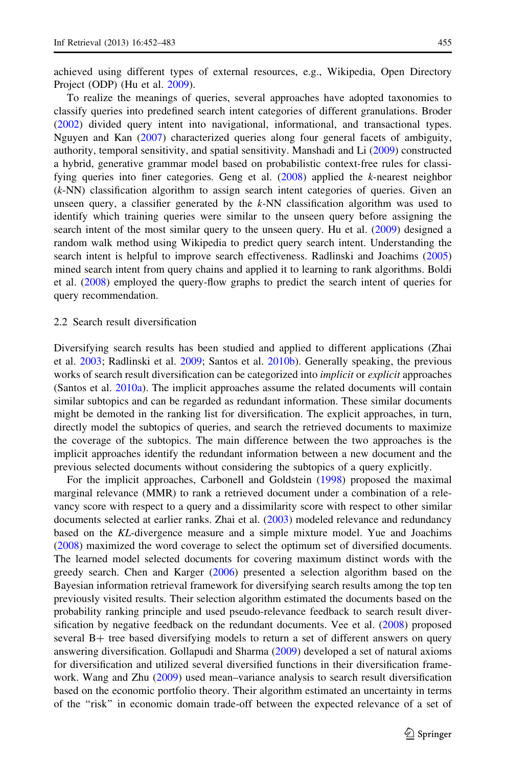achieved using different types of external resources, e.g., Wikipedia, Open Directory Project (ODP) (Hu et al. 2009).

To realize the meanings of queries, several approaches have adopted taxonomies to classify queries into predefined search intent categories of different granulations. Broder (2002) divided query intent into navigational, informational, and transactional types. Nguyen and Kan (2007) characterized queries along four general facets of ambiguity, authority, temporal sensitivity, and spatial sensitivity. Manshadi and Li (2009) constructed a hybrid, generative grammar model based on probabilistic context-free rules for classifying queries into finer categories. Geng et al. (2008) applied the $k$-nearest neighbor ($k$-NN) classification algorithm to assign search intent categories of queries. Given an unseen query, a classifier generated by the $k$-NN classification algorithm was used to identify which training queries were similar to the unseen query before assigning the search intent of the most similar query to the unseen query. Hu et al. (2009) designed a random walk method using Wikipedia to predict query search intent. Understanding the search intent is helpful to improve search effectiveness. Radlinski and Joachims (2005) mined search intent from query chains and applied it to learning to rank algorithms. Boldi et al. (2008) employed the query-flow graphs to predict the search intent of queries for query recommendation.

## 2.2 Search result diversification

Diversifying search results has been studied and applied to different applications (Zhai et al. 2003; Radlinski et al. 2009; Santos et al. 2010b). Generally speaking, the previous works of search result diversification can be categorized into *implicit* or *explicit* approaches (Santos et al. 2010a). The implicit approaches assume the related documents will contain similar subtopics and can be regarded as redundant information. These similar documents might be demoted in the ranking list for diversification. The explicit approaches, in turn, directly model the subtopics of queries, and search the retrieved documents to maximize the coverage of the subtopics. The main difference between the two approaches is the implicit approaches identify the redundant information between a new document and the previous selected documents without considering the subtopics of a query explicitly.

For the implicit approaches, Carbonell and Goldstein (1998) proposed the maximal marginal relevance (MMR) to rank a retrieved document under a combination of a relevancy score with respect to a query and a dissimilarity score with respect to other similar documents selected at earlier ranks. Zhai et al. (2003) modeled relevance and redundancy based on the *KL*-divergence measure and a simple mixture model. Yue and Joachims (2008) maximized the word coverage to select the optimum set of diversified documents. The learned model selected documents for covering maximum distinct words with the greedy search. Chen and Karger (2006) presented a selection algorithm based on the Bayesian information retrieval framework for diversifying search results among the top ten previously visited results. Their selection algorithm estimated the documents based on the probability ranking principle and used pseudo-relevance feedback to search result diversification by negative feedback on the redundant documents. Vee et al. (2008) proposed several B+ tree based diversifying models to return a set of different answers on query answering diversification. Gollapudi and Sharma (2009) developed a set of natural axioms for diversification and utilized several diversified functions in their diversification framework. Wang and Zhu (2009) used mean–variance analysis to search result diversification based on the economic portfolio theory. Their algorithm estimated an uncertainty in terms of the "risk" in economic domain trade-off between the expected relevance of a set of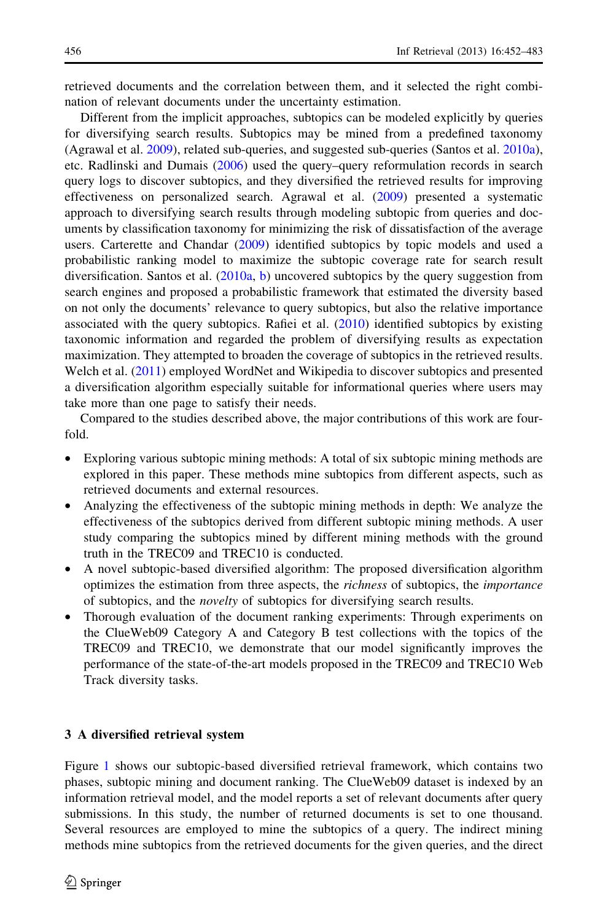retrieved documents and the correlation between them, and it selected the right combination of relevant documents under the uncertainty estimation.

Different from the implicit approaches, subtopics can be modeled explicitly by queries for diversifying search results. Subtopics may be mined from a predefined taxonomy (Agrawal et al. 2009), related sub-queries, and suggested sub-queries (Santos et al. 2010a), etc. Radlinski and Dumais (2006) used the query–query reformulation records in search query logs to discover subtopics, and they diversified the retrieved results for improving effectiveness on personalized search. Agrawal et al. (2009) presented a systematic approach to diversifying search results through modeling subtopic from queries and documents by classification taxonomy for minimizing the risk of dissatisfaction of the average users. Carterette and Chandar (2009) identified subtopics by topic models and used a probabilistic ranking model to maximize the subtopic coverage rate for search result diversification. Santos et al. (2010a, b) uncovered subtopics by the query suggestion from search engines and proposed a probabilistic framework that estimated the diversity based on not only the documents' relevance to query subtopics, but also the relative importance associated with the query subtopics. Rafiei et al. (2010) identified subtopics by existing taxonomic information and regarded the problem of diversifying results as expectation maximization. They attempted to broaden the coverage of subtopics in the retrieved results. Welch et al. (2011) employed WordNet and Wikipedia to discover subtopics and presented a diversification algorithm especially suitable for informational queries where users may take more than one page to satisfy their needs.

Compared to the studies described above, the major contributions of this work are fourfold.

- Exploring various subtopic mining methods: A total of six subtopic mining methods are explored in this paper. These methods mine subtopics from different aspects, such as retrieved documents and external resources.
- Analyzing the effectiveness of the subtopic mining methods in depth: We analyze the effectiveness of the subtopics derived from different subtopic mining methods. A user study comparing the subtopics mined by different mining methods with the ground truth in the TREC09 and TREC10 is conducted.
- A novel subtopic-based diversified algorithm: The proposed diversification algorithm optimizes the estimation from three aspects, the *richness* of subtopics, the *importance* of subtopics, and the *novelty* of subtopics for diversifying search results.
- Thorough evaluation of the document ranking experiments: Through experiments on the ClueWeb09 Category A and Category B test collections with the topics of the TREC09 and TREC10, we demonstrate that our model significantly improves the performance of the state-of-the-art models proposed in the TREC09 and TREC10 Web Track diversity tasks.

## 3 A diversified retrieval system

Figure 1 shows our subtopic-based diversified retrieval framework, which contains two phases, subtopic mining and document ranking. The ClueWeb09 dataset is indexed by an information retrieval model, and the model reports a set of relevant documents after query submissions. In this study, the number of returned documents is set to one thousand. Several resources are employed to mine the subtopics of a query. The indirect mining methods mine subtopics from the retrieved documents for the given queries, and the direct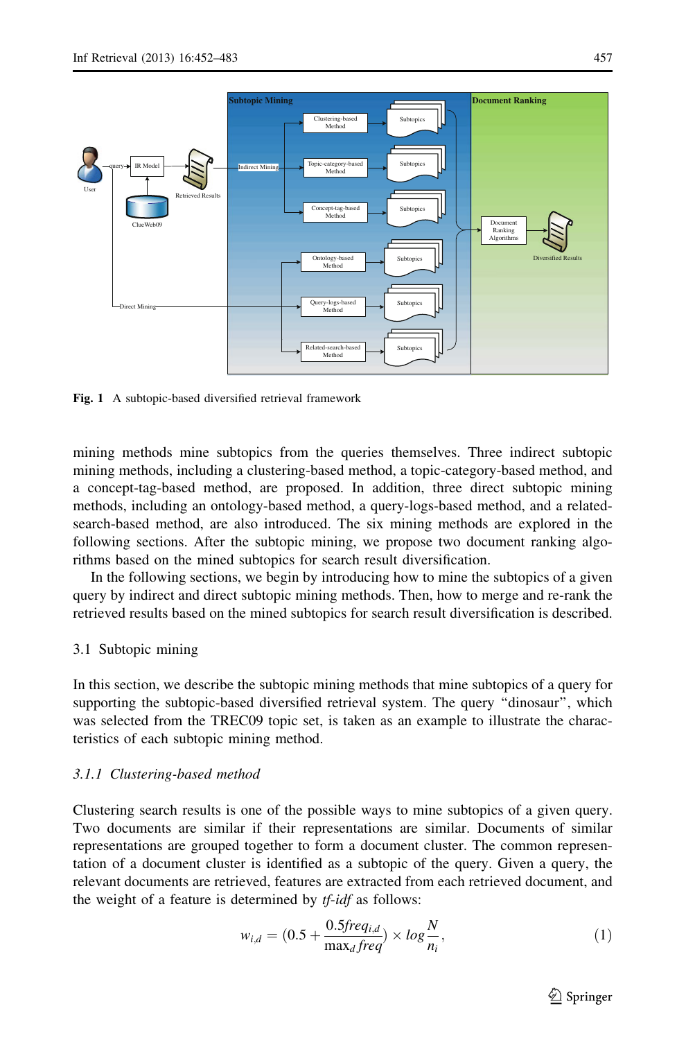Fig. 1 A subtopic-based diversified retrieval framework

mining methods mine subtopics from the queries themselves. Three indirect subtopic mining methods, including a clustering-based method, a topic-category-based method, and a concept-tag-based method, are proposed. In addition, three direct subtopic mining methods, including an ontology-based method, a query-logs-based method, and a related-search-based method, are also introduced. The six mining methods are explored in the following sections. After the subtopic mining, we propose two document ranking algorithms based on the mined subtopics for search result diversification.

In the following sections, we begin by introducing how to mine the subtopics of a given query by indirect and direct subtopic mining methods. Then, how to merge and re-rank the retrieved results based on the mined subtopics for search result diversification is described.

## 3.1 Subtopic mining

In this section, we describe the subtopic mining methods that mine subtopics of a query for supporting the subtopic-based diversified retrieval system. The query "dinosaur", which was selected from the TREC09 topic set, is taken as an example to illustrate the characteristics of each subtopic mining method.

### *3.1.1 Clustering-based method*

Clustering search results is one of the possible ways to mine subtopics of a given query. Two documents are similar if their representations are similar. Documents of similar representations are grouped together to form a document cluster. The common representation of a document cluster is identified as a subtopic of the query. Given a query, the relevant documents are retrieved, features are extracted from each retrieved document, and the weight of a feature is determined by *tf-idf* as follows:

$$w_{i,d} = (0.5 + \frac{0.5 freq_{i,d}}{\max_d freq}) \times log \frac{N}{n_i}, \tag{1}$$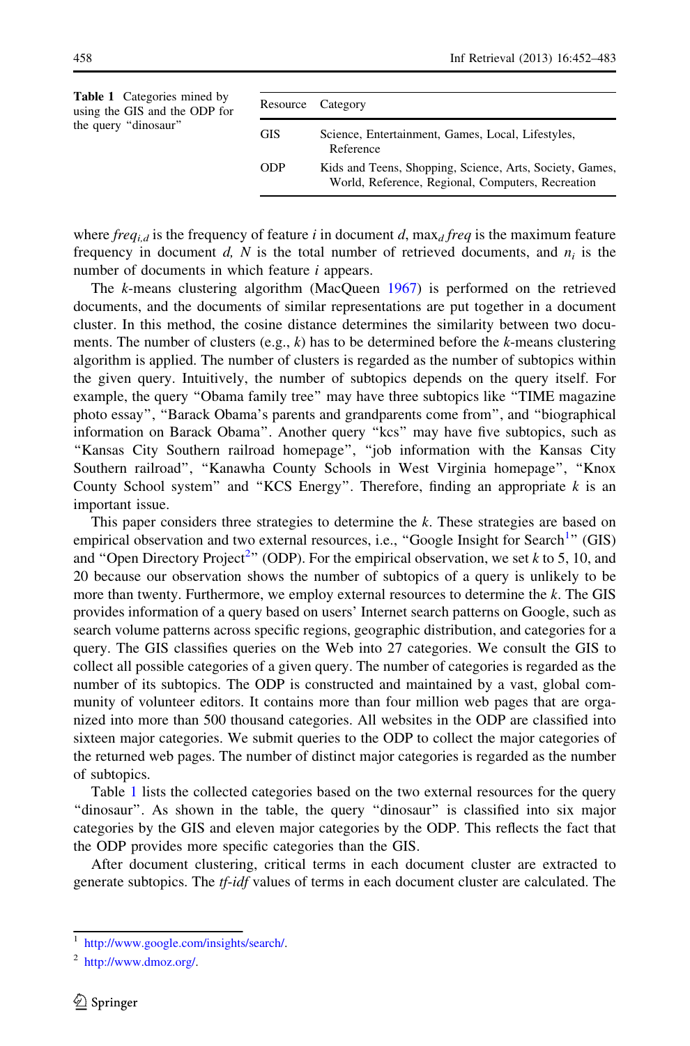Table 1 Categories mined by using the GIS and the ODP for the query "dinosaur"

| Resource | Category |
|---|---|
| GIS | Science, Entertainment, Games, Local, Lifestyles, Reference |
| ODP | Kids and Teens, Shopping, Science, Arts, Society, Games, World, Reference, Regional, Computers, Recreation |

where $freq_{i,d}$ is the frequency of feature $i$ in document $d$, $\max_d freq$ is the maximum feature frequency in document $d$, $N$ is the total number of retrieved documents, and $n_i$ is the number of documents in which feature $i$ appears.

The $k$-means clustering algorithm (MacQueen 1967) is performed on the retrieved documents, and the documents of similar representations are put together in a document cluster. In this method, the cosine distance determines the similarity between two documents. The number of clusters (e.g., $k$) has to be determined before the $k$-means clustering algorithm is applied. The number of clusters is regarded as the number of subtopics within the given query. Intuitively, the number of subtopics depends on the query itself. For example, the query "Obama family tree" may have three subtopics like "TIME magazine photo essay", "Barack Obama's parents and grandparents come from", and "biographical information on Barack Obama". Another query "kcs" may have five subtopics, such as "Kansas City Southern railroad homepage", "job information with the Kansas City Southern railroad", "Kanawha County Schools in West Virginia homepage", "Knox County School system" and "KCS Energy". Therefore, finding an appropriate $k$ is an important issue.

This paper considers three strategies to determine the $k$. These strategies are based on empirical observation and two external resources, i.e., "Google Insight for Search[1]" (GIS) and "Open Directory Project[2]" (ODP). For the empirical observation, we set $k$ to 5, 10, and 20 because our observation shows the number of subtopics of a query is unlikely to be more than twenty. Furthermore, we employ external resources to determine the $k$. The GIS provides information of a query based on users' Internet search patterns on Google, such as search volume patterns across specific regions, geographic distribution, and categories for a query. The GIS classifies queries on the Web into 27 categories. We consult the GIS to collect all possible categories of a given query. The number of categories is regarded as the number of its subtopics. The ODP is constructed and maintained by a vast, global community of volunteer editors. It contains more than four million web pages that are organized into more than 500 thousand categories. All websites in the ODP are classified into sixteen major categories. We submit queries to the ODP to collect the major categories of the returned web pages. The number of distinct major categories is regarded as the number of subtopics.

Table 1 lists the collected categories based on the two external resources for the query "dinosaur". As shown in the table, the query "dinosaur" is classified into six major categories by the GIS and eleven major categories by the ODP. This reflects the fact that the ODP provides more specific categories than the GIS.

After document clustering, critical terms in each document cluster are extracted to generate subtopics. The *tf-idf* values of terms in each document cluster are calculated. The

[1] http://www.google.com/insights/search/.

[2] http://www.dmoz.org/.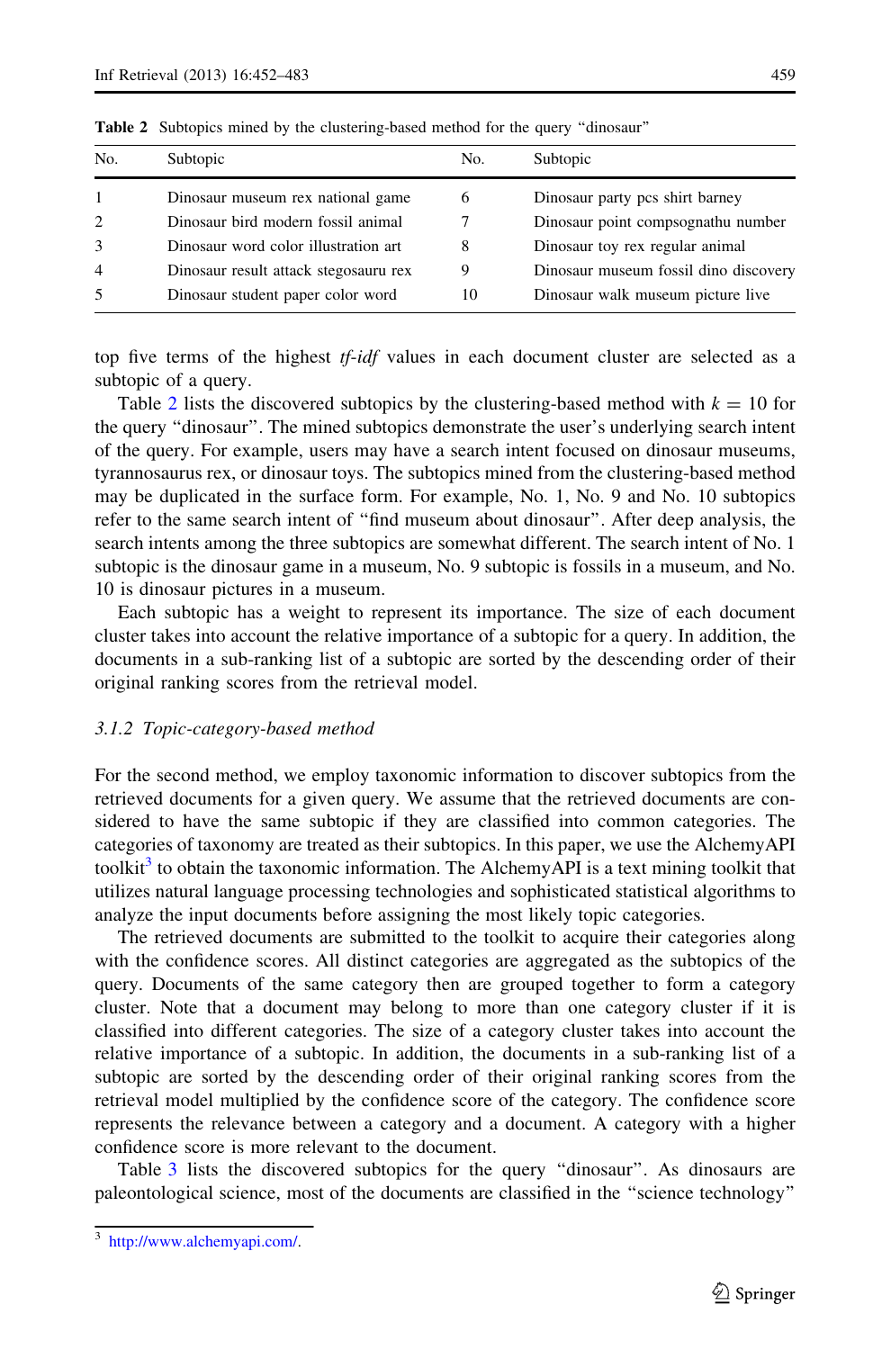**Table 2** Subtopics mined by the clustering-based method for the query "dinosaur"

| No. | Subtopic | No. | Subtopic |
|---|---|---|---|
| 1 | Dinosaur museum rex national game | 6 | Dinosaur party pcs shirt barney |
| 2 | Dinosaur bird modern fossil animal | 7 | Dinosaur point compsognathu number |
| 3 | Dinosaur word color illustration art | 8 | Dinosaur toy rex regular animal |
| 4 | Dinosaur result attack stegosauru rex | 9 | Dinosaur museum fossil dino discovery |
| 5 | Dinosaur student paper color word | 10 | Dinosaur walk museum picture live |

top five terms of the highest *tf-idf* values in each document cluster are selected as a subtopic of a query.

Table 2 lists the discovered subtopics by the clustering-based method with $k = 10$ for the query "dinosaur". The mined subtopics demonstrate the user's underlying search intent of the query. For example, users may have a search intent focused on dinosaur museums, tyrannosaurus rex, or dinosaur toys. The subtopics mined from the clustering-based method may be duplicated in the surface form. For example, No. 1, No. 9 and No. 10 subtopics refer to the same search intent of "find museum about dinosaur". After deep analysis, the search intents among the three subtopics are somewhat different. The search intent of No. 1 subtopic is the dinosaur game in a museum, No. 9 subtopic is fossils in a museum, and No. 10 is dinosaur pictures in a museum.

Each subtopic has a weight to represent its importance. The size of each document cluster takes into account the relative importance of a subtopic for a query. In addition, the documents in a sub-ranking list of a subtopic are sorted by the descending order of their original ranking scores from the retrieval model.

### 3.1.2 Topic-category-based method

For the second method, we employ taxonomic information to discover subtopics from the retrieved documents for a given query. We assume that the retrieved documents are considered to have the same subtopic if they are classified into common categories. The categories of taxonomy are treated as their subtopics. In this paper, we use the AlchemyAPI toolkit[3] to obtain the taxonomic information. The AlchemyAPI is a text mining toolkit that utilizes natural language processing technologies and sophisticated statistical algorithms to analyze the input documents before assigning the most likely topic categories.

The retrieved documents are submitted to the toolkit to acquire their categories along with the confidence scores. All distinct categories are aggregated as the subtopics of the query. Documents of the same category then are grouped together to form a category cluster. Note that a document may belong to more than one category cluster if it is classified into different categories. The size of a category cluster takes into account the relative importance of a subtopic. In addition, the documents in a sub-ranking list of a subtopic are sorted by the descending order of their original ranking scores from the retrieval model multiplied by the confidence score of the category. The confidence score represents the relevance between a category and a document. A category with a higher confidence score is more relevant to the document.

Table 3 lists the discovered subtopics for the query "dinosaur". As dinosaurs are paleontological science, most of the documents are classified in the "science technology"

[3] http://www.alchemyapi.com/.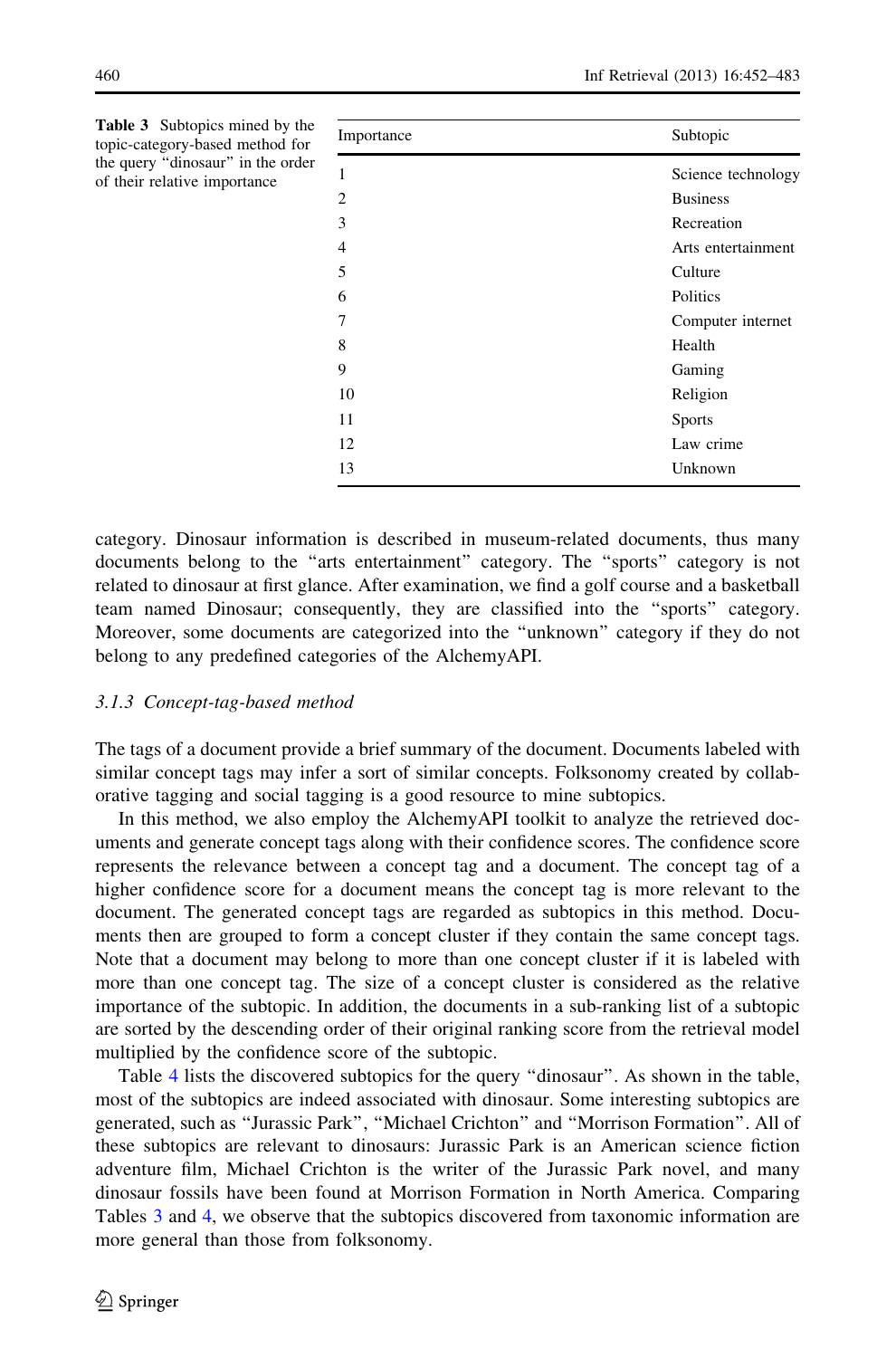**Table 3** Subtopics mined by the topic-category-based method for the query "dinosaur" in the order of their relative importance

| Importance | Subtopic |
|---|---|
| 1 | Science technology |
| 2 | Business |
| 3 | Recreation |
| 4 | Arts entertainment |
| 5 | Culture |
| 6 | Politics |
| 7 | Computer internet |
| 8 | Health |
| 9 | Gaming |
| 10 | Religion |
| 11 | Sports |
| 12 | Law crime |
| 13 | Unknown |

category. Dinosaur information is described in museum-related documents, thus many documents belong to the "arts entertainment" category. The "sports" category is not related to dinosaur at first glance. After examination, we find a golf course and a basketball team named Dinosaur; consequently, they are classified into the "sports" category. Moreover, some documents are categorized into the "unknown" category if they do not belong to any predefined categories of the AlchemyAPI.

### 3.1.3 Concept-tag-based method

The tags of a document provide a brief summary of the document. Documents labeled with similar concept tags may infer a sort of similar concepts. Folksonomy created by collaborative tagging and social tagging is a good resource to mine subtopics.

In this method, we also employ the AlchemyAPI toolkit to analyze the retrieved documents and generate concept tags along with their confidence scores. The confidence score represents the relevance between a concept tag and a document. The concept tag of a higher confidence score for a document means the concept tag is more relevant to the document. The generated concept tags are regarded as subtopics in this method. Documents then are grouped to form a concept cluster if they contain the same concept tags. Note that a document may belong to more than one concept cluster if it is labeled with more than one concept tag. The size of a concept cluster is considered as the relative importance of the subtopic. In addition, the documents in a sub-ranking list of a subtopic are sorted by the descending order of their original ranking score from the retrieval model multiplied by the confidence score of the subtopic.

Table 4 lists the discovered subtopics for the query "dinosaur". As shown in the table, most of the subtopics are indeed associated with dinosaur. Some interesting subtopics are generated, such as "Jurassic Park", "Michael Crichton" and "Morrison Formation". All of these subtopics are relevant to dinosaurs: Jurassic Park is an American science fiction adventure film, Michael Crichton is the writer of the Jurassic Park novel, and many dinosaur fossils have been found at Morrison Formation in North America. Comparing Tables 3 and 4, we observe that the subtopics discovered from taxonomic information are more general than those from folksonomy.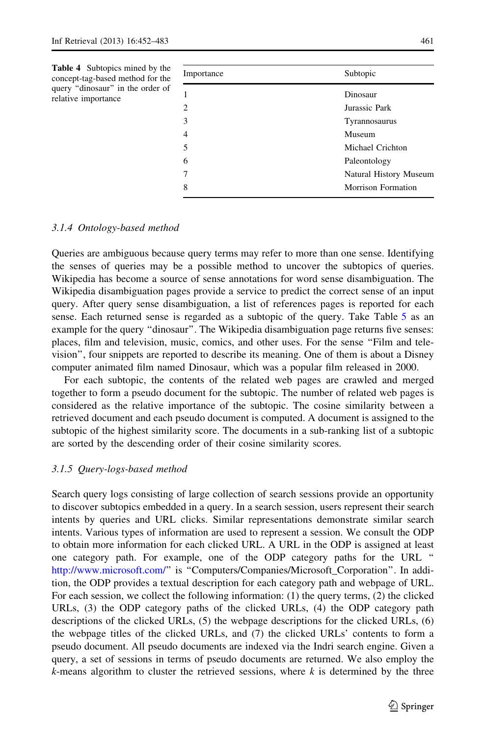**Table 4** Subtopics mined by the concept-tag-based method for the query "dinosaur" in the order of relative importance

| Importance | Subtopic |
|---|---|
| 1 | Dinosaur |
| 2 | Jurassic Park |
| 3 | Tyrannosaurus |
| 4 | Museum |
| 5 | Michael Crichton |
| 6 | Paleontology |
| 7 | Natural History Museum |
| 8 | Morrison Formation |

### 3.1.4 *Ontology-based method*

Queries are ambiguous because query terms may refer to more than one sense. Identifying the senses of queries may be a possible method to uncover the subtopics of queries. Wikipedia has become a source of sense annotations for word sense disambiguation. The Wikipedia disambiguation pages provide a service to predict the correct sense of an input query. After query sense disambiguation, a list of references pages is reported for each sense. Each returned sense is regarded as a subtopic of the query. Take Table 5 as an example for the query "dinosaur". The Wikipedia disambiguation page returns five senses: places, film and television, music, comics, and other uses. For the sense "Film and television", four snippets are reported to describe its meaning. One of them is about a Disney computer animated film named Dinosaur, which was a popular film released in 2000.

For each subtopic, the contents of the related web pages are crawled and merged together to form a pseudo document for the subtopic. The number of related web pages is considered as the relative importance of the subtopic. The cosine similarity between a retrieved document and each pseudo document is computed. A document is assigned to the subtopic of the highest similarity score. The documents in a sub-ranking list of a subtopic are sorted by the descending order of their cosine similarity scores.

### 3.1.5 *Query-logs-based method*

Search query logs consisting of large collection of search sessions provide an opportunity to discover subtopics embedded in a query. In a search session, users represent their search intents by queries and URL clicks. Similar representations demonstrate similar search intents. Various types of information are used to represent a session. We consult the ODP to obtain more information for each clicked URL. A URL in the ODP is assigned at least one category path. For example, one of the ODP category paths for the URL "http://www.microsoft.com/" is "Computers/Companies/Microsoft_Corporation". In addition, the ODP provides a textual description for each category path and webpage of URL. For each session, we collect the following information: (1) the query terms, (2) the clicked URLs, (3) the ODP category paths of the clicked URLs, (4) the ODP category path descriptions of the clicked URLs, (5) the webpage descriptions for the clicked URLs, (6) the webpage titles of the clicked URLs, and (7) the clicked URLs' contents to form a pseudo document. All pseudo documents are indexed via the Indri search engine. Given a query, a set of sessions in terms of pseudo documents are returned. We also employ the $k$-means algorithm to cluster the retrieved sessions, where $k$ is determined by the three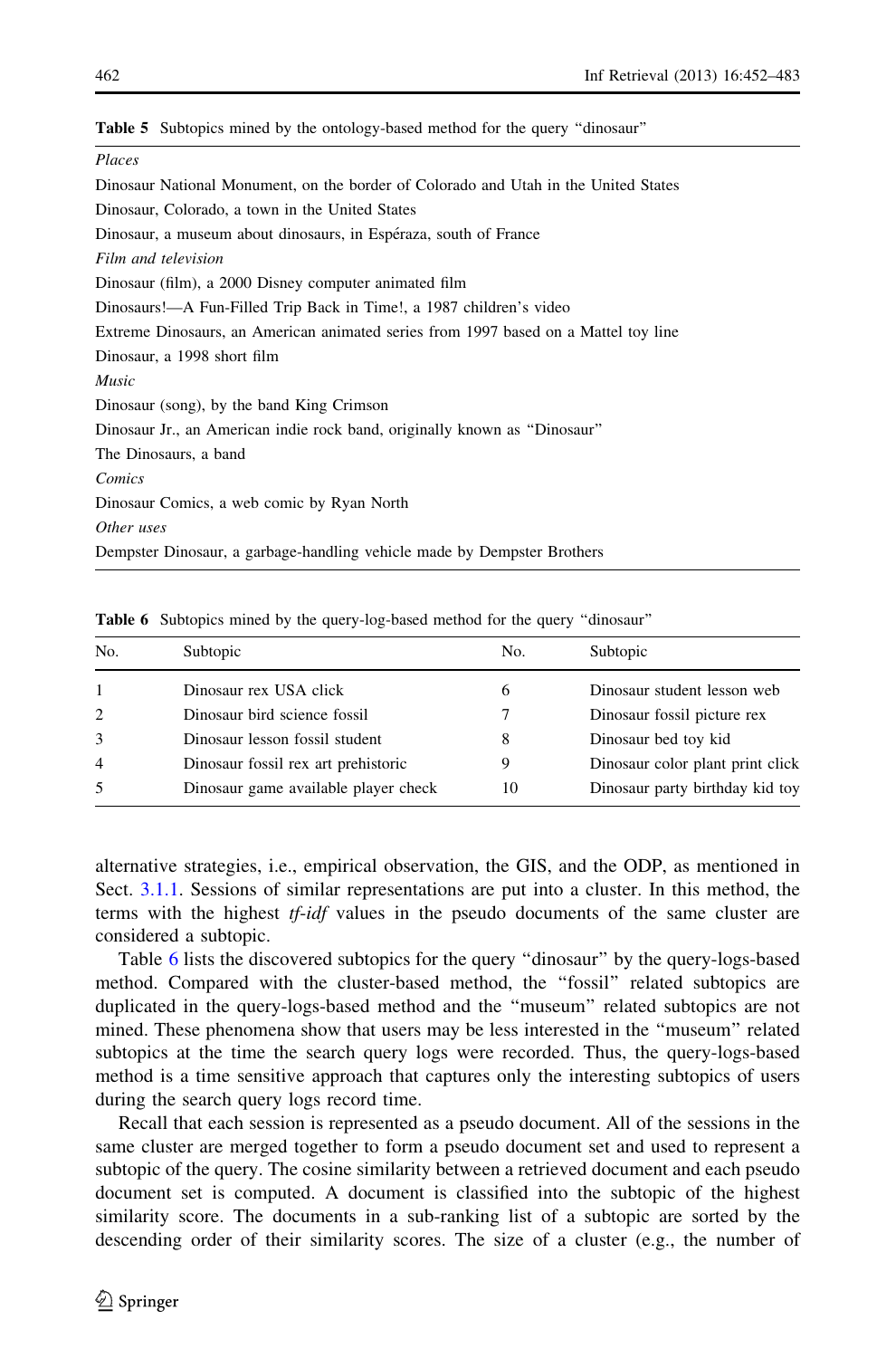Table 5 Subtopics mined by the ontology-based method for the query "dinosaur"

| |
|---|
| *Places* |
| Dinosaur National Monument, on the border of Colorado and Utah in the United States |
| Dinosaur, Colorado, a town in the United States |
| Dinosaur, a museum about dinosaurs, in Espéraza, south of France |
| *Film and television* |
| Dinosaur (film), a 2000 Disney computer animated film |
| Dinosaurs!—A Fun-Filled Trip Back in Time!, a 1987 children's video |
| Extreme Dinosaurs, an American animated series from 1997 based on a Mattel toy line |
| Dinosaur, a 1998 short film |
| *Music* |
| Dinosaur (song), by the band King Crimson |
| Dinosaur Jr., an American indie rock band, originally known as "Dinosaur" |
| The Dinosaurs, a band |
| *Comics* |
| Dinosaur Comics, a web comic by Ryan North |
| *Other uses* |
| Dempster Dinosaur, a garbage-handling vehicle made by Dempster Brothers |

Table 6 Subtopics mined by the query-log-based method for the query "dinosaur"

| No. | Subtopic | No. | Subtopic |
|---|---|---|---|
| 1 | Dinosaur rex USA click | 6 | Dinosaur student lesson web |
| 2 | Dinosaur bird science fossil | 7 | Dinosaur fossil picture rex |
| 3 | Dinosaur lesson fossil student | 8 | Dinosaur bed toy kid |
| 4 | Dinosaur fossil rex art prehistoric | 9 | Dinosaur color plant print click |
| 5 | Dinosaur game available player check | 10 | Dinosaur party birthday kid toy |

alternative strategies, i.e., empirical observation, the GIS, and the ODP, as mentioned in Sect. 3.1.1. Sessions of similar representations are put into a cluster. In this method, the terms with the highest *tf-idf* values in the pseudo documents of the same cluster are considered a subtopic.

Table 6 lists the discovered subtopics for the query "dinosaur" by the query-logs-based method. Compared with the cluster-based method, the "fossil" related subtopics are duplicated in the query-logs-based method and the "museum" related subtopics are not mined. These phenomena show that users may be less interested in the "museum" related subtopics at the time the search query logs were recorded. Thus, the query-logs-based method is a time sensitive approach that captures only the interesting subtopics of users during the search query logs record time.

Recall that each session is represented as a pseudo document. All of the sessions in the same cluster are merged together to form a pseudo document set and used to represent a subtopic of the query. The cosine similarity between a retrieved document and each pseudo document set is computed. A document is classified into the subtopic of the highest similarity score. The documents in a sub-ranking list of a subtopic are sorted by the descending order of their similarity scores. The size of a cluster (e.g., the number of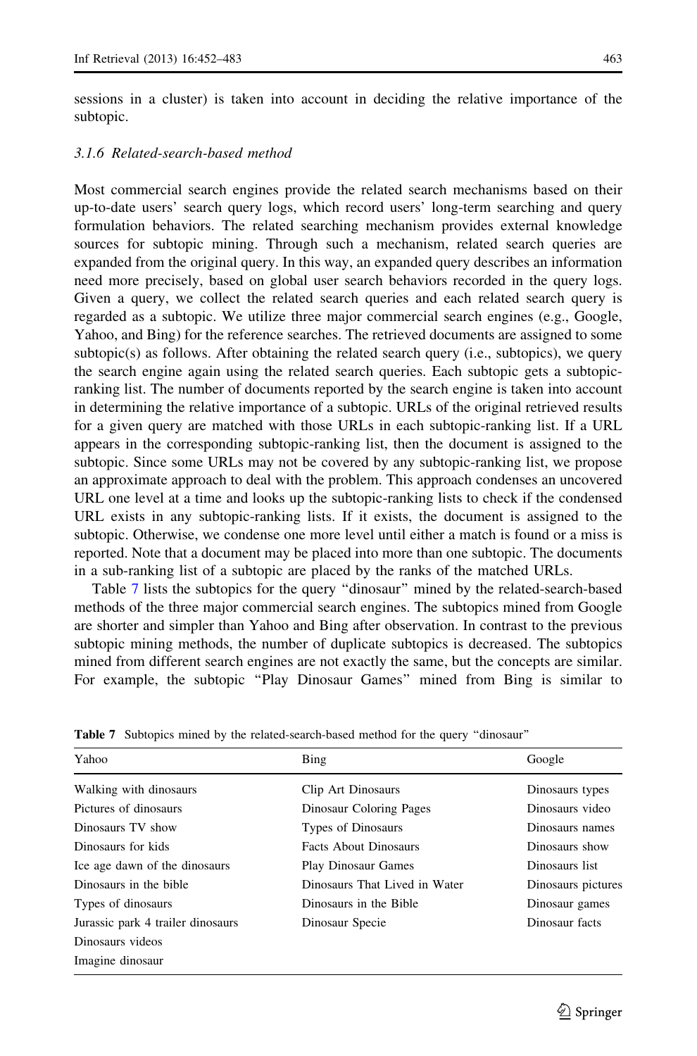sessions in a cluster) is taken into account in deciding the relative importance of the subtopic.

### 3.1.6 Related-search-based method

Most commercial search engines provide the related search mechanisms based on their up-to-date users' search query logs, which record users' long-term searching and query formulation behaviors. The related searching mechanism provides external knowledge sources for subtopic mining. Through such a mechanism, related search queries are expanded from the original query. In this way, an expanded query describes an information need more precisely, based on global user search behaviors recorded in the query logs. Given a query, we collect the related search queries and each related search query is regarded as a subtopic. We utilize three major commercial search engines (e.g., Google, Yahoo, and Bing) for the reference searches. The retrieved documents are assigned to some subtopic(s) as follows. After obtaining the related search query (i.e., subtopics), we query the search engine again using the related search queries. Each subtopic gets a subtopic-ranking list. The number of documents reported by the search engine is taken into account in determining the relative importance of a subtopic. URLs of the original retrieved results for a given query are matched with those URLs in each subtopic-ranking list. If a URL appears in the corresponding subtopic-ranking list, then the document is assigned to the subtopic. Since some URLs may not be covered by any subtopic-ranking list, we propose an approximate approach to deal with the problem. This approach condenses an uncovered URL one level at a time and looks up the subtopic-ranking lists to check if the condensed URL exists in any subtopic-ranking lists. If it exists, the document is assigned to the subtopic. Otherwise, we condense one more level until either a match is found or a miss is reported. Note that a document may be placed into more than one subtopic. The documents in a sub-ranking list of a subtopic are placed by the ranks of the matched URLs.

Table 7 lists the subtopics for the query "dinosaur" mined by the related-search-based methods of the three major commercial search engines. The subtopics mined from Google are shorter and simpler than Yahoo and Bing after observation. In contrast to the previous subtopic mining methods, the number of duplicate subtopics is decreased. The subtopics mined from different search engines are not exactly the same, but the concepts are similar. For example, the subtopic "Play Dinosaur Games" mined from Bing is similar to

**Table 7** Subtopics mined by the related-search-based method for the query "dinosaur"

| Yahoo | Bing | Google |
|---|---|---|
| Walking with dinosaurs | Clip Art Dinosaurs | Dinosaurs types |
| Pictures of dinosaurs | Dinosaur Coloring Pages | Dinosaurs video |
| Dinosaurs TV show | Types of Dinosaurs | Dinosaurs names |
| Dinosaurs for kids | Facts About Dinosaurs | Dinosaurs show |
| Ice age dawn of the dinosaurs | Play Dinosaur Games | Dinosaurs list |
| Dinosaurs in the bible | Dinosaurs That Lived in Water | Dinosaurs pictures |
| Types of dinosaurs | Dinosaurs in the Bible | Dinosaur games |
| Jurassic park 4 trailer dinosaurs | Dinosaur Specie | Dinosaur facts |
| Dinosaurs videos | | |
| Imagine dinosaur | | |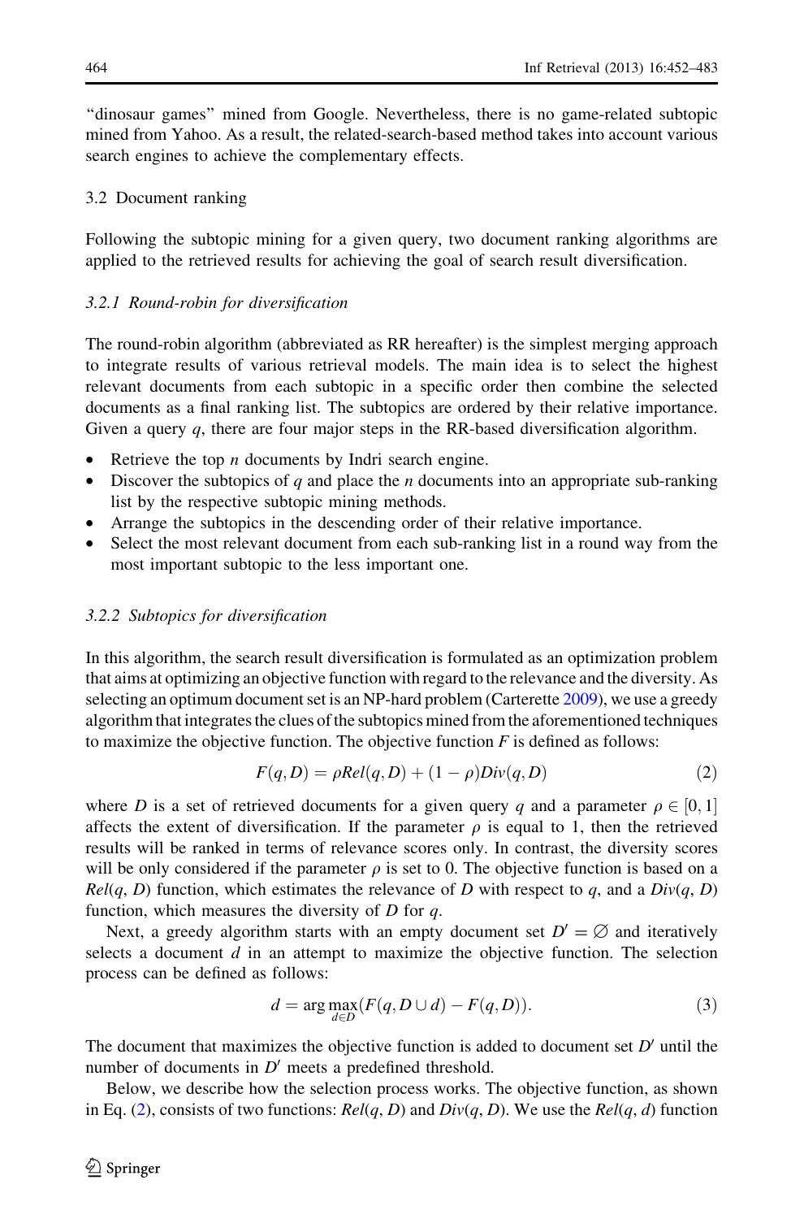"dinosaur games" mined from Google. Nevertheless, there is no game-related subtopic mined from Yahoo. As a result, the related-search-based method takes into account various search engines to achieve the complementary effects.

## 3.2 Document ranking

Following the subtopic mining for a given query, two document ranking algorithms are applied to the retrieved results for achieving the goal of search result diversification.

### 3.2.1 Round-robin for diversification

The round-robin algorithm (abbreviated as RR hereafter) is the simplest merging approach to integrate results of various retrieval models. The main idea is to select the highest relevant documents from each subtopic in a specific order then combine the selected documents as a final ranking list. The subtopics are ordered by their relative importance. Given a query $q$, there are four major steps in the RR-based diversification algorithm.

- Retrieve the top $n$ documents by Indri search engine.
- Discover the subtopics of $q$ and place the $n$ documents into an appropriate sub-ranking list by the respective subtopic mining methods.
- Arrange the subtopics in the descending order of their relative importance.
- Select the most relevant document from each sub-ranking list in a round way from the most important subtopic to the less important one.

### 3.2.2 Subtopics for diversification

In this algorithm, the search result diversification is formulated as an optimization problem that aims at optimizing an objective function with regard to the relevance and the diversity. As selecting an optimum document set is an NP-hard problem (Carterette 2009), we use a greedy algorithm that integrates the clues of the subtopics mined from the aforementioned techniques to maximize the objective function. The objective function $F$ is defined as follows:

$$F(q,D) = \rho Rel(q,D) + (1-\rho)Div(q,D) \tag{2}$$

where $D$ is a set of retrieved documents for a given query $q$ and a parameter $\rho \in [0,1]$ affects the extent of diversification. If the parameter $\rho$ is equal to 1, then the retrieved results will be ranked in terms of relevance scores only. In contrast, the diversity scores will be only considered if the parameter $\rho$ is set to 0. The objective function is based on a $Rel(q, D)$ function, which estimates the relevance of $D$ with respect to $q$, and a $Div(q, D)$ function, which measures the diversity of $D$ for $q$.

Next, a greedy algorithm starts with an empty document set $D' = \varnothing$ and iteratively selects a document $d$ in an attempt to maximize the objective function. The selection process can be defined as follows:

$$d = \arg\max_{d \in D}(F(q, D \cup d) - F(q, D)). \tag{3}$$

The document that maximizes the objective function is added to document set $D'$ until the number of documents in $D'$ meets a predefined threshold.

Below, we describe how the selection process works. The objective function, as shown in Eq. (2), consists of two functions: $Rel(q, D)$ and $Div(q, D)$. We use the $Rel(q, d)$ function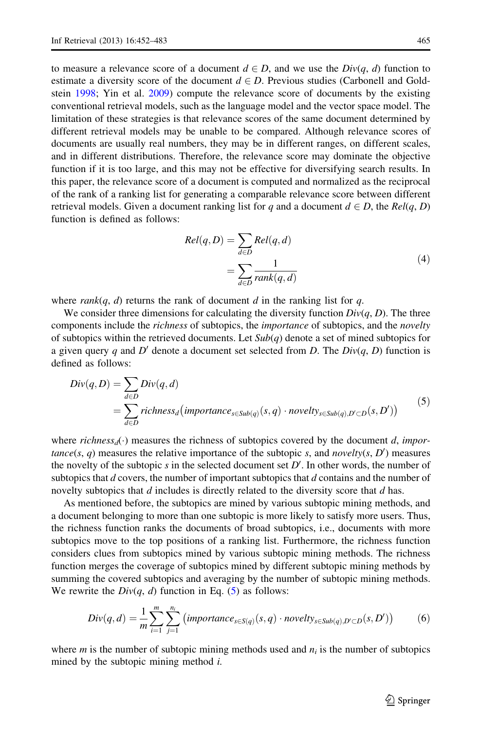to measure a relevance score of a document $d \in D$, and we use the $Div(q, d)$ function to estimate a diversity score of the document $d \in D$. Previous studies (Carbonell and Goldstein 1998; Yin et al. 2009) compute the relevance score of documents by the existing conventional retrieval models, such as the language model and the vector space model. The limitation of these strategies is that relevance scores of the same document determined by different retrieval models may be unable to be compared. Although relevance scores of documents are usually real numbers, they may be in different ranges, on different scales, and in different distributions. Therefore, the relevance score may dominate the objective function if it is too large, and this may not be effective for diversifying search results. In this paper, the relevance score of a document is computed and normalized as the reciprocal of the rank of a ranking list for generating a comparable relevance score between different retrieval models. Given a document ranking list for $q$ and a document $d \in D$, the $Rel(q, D)$ function is defined as follows:

$$Rel(q, D) = \sum_{d \in D} Rel(q, d) = \sum_{d \in D} \frac{1}{rank(q, d)} \tag{4}$$

where $rank(q, d)$ returns the rank of document $d$ in the ranking list for $q$.

We consider three dimensions for calculating the diversity function $Div(q, D)$. The three components include the *richness* of subtopics, the *importance* of subtopics, and the *novelty* of subtopics within the retrieved documents. Let $Sub(q)$ denote a set of mined subtopics for a given query $q$ and $D'$ denote a document set selected from $D$. The $Div(q, D)$ function is defined as follows:

$$\begin{aligned} Div(q, D) &= \sum_{d \in D} Div(q, d) \\ &= \sum_{d \in D} richness_d\left(importance_{s \in Sub(q)}(s, q) \cdot novelty_{s \in Sub(q), D' \subset D}(s, D')\right) \end{aligned} \tag{5}$$

where $richness_d(\cdot)$ measures the richness of subtopics covered by the document $d$, $importance(s, q)$ measures the relative importance of the subtopic $s$, and $novelty(s, D')$ measures the novelty of the subtopic $s$ in the selected document set $D'$. In other words, the number of subtopics that $d$ covers, the number of important subtopics that $d$ contains and the number of novelty subtopics that $d$ includes is directly related to the diversity score that $d$ has.

As mentioned before, the subtopics are mined by various subtopic mining methods, and a document belonging to more than one subtopic is more likely to satisfy more users. Thus, the richness function ranks the documents of broad subtopics, i.e., documents with more subtopics move to the top positions of a ranking list. Furthermore, the richness function considers clues from subtopics mined by various subtopic mining methods. The richness function merges the coverage of subtopics mined by different subtopic mining methods by summing the covered subtopics and averaging by the number of subtopic mining methods. We rewrite the $Div(q, d)$ function in Eq. (5) as follows:

$$Div(q, d) = \frac{1}{m} \sum_{i=1}^{m} \sum_{j=1}^{n_i} \left(importance_{s \in S(q)}(s, q) \cdot novelty_{s \in Sub(q), D' \subset D}(s, D')\right) \tag{6}$$

where $m$ is the number of subtopic mining methods used and $n_i$ is the number of subtopics mined by the subtopic mining method $i$.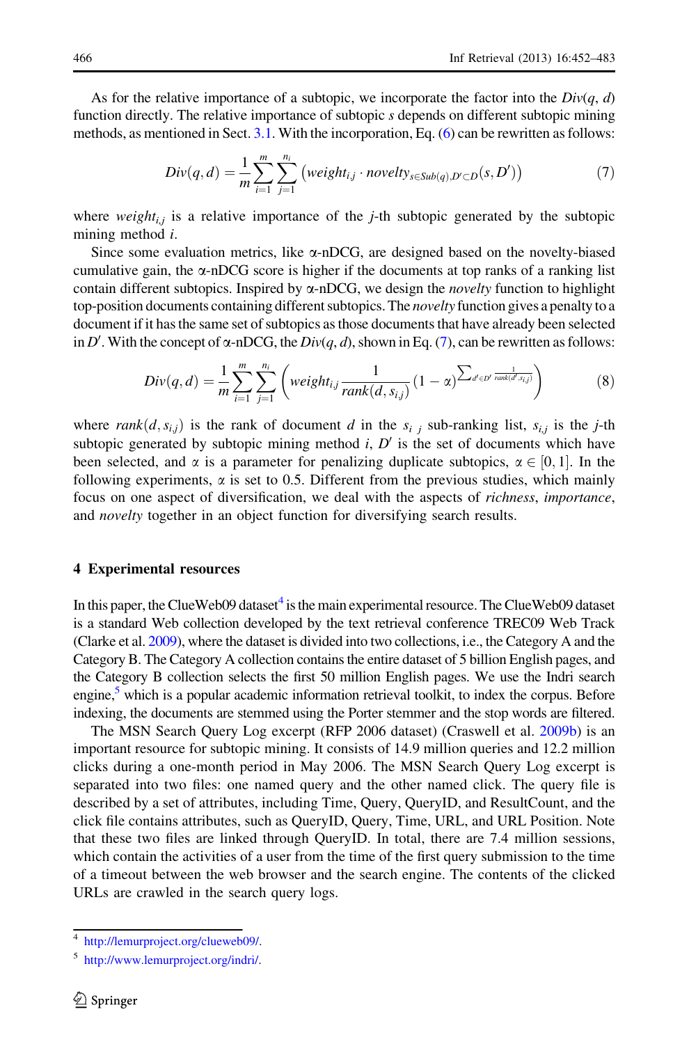As for the relative importance of a subtopic, we incorporate the factor into the $Div(q, d)$ function directly. The relative importance of subtopic $s$ depends on different subtopic mining methods, as mentioned in Sect. 3.1. With the incorporation, Eq. (6) can be rewritten as follows:

$$Div(q,d) = \frac{1}{m}\sum_{i=1}^{m}\sum_{j=1}^{n_i}\left(weight_{i,j} \cdot novelty_{s \in Sub(q), D' \subset D}(s, D')\right) \tag{7}$$

where $weight_{i,j}$ is a relative importance of the $j$-th subtopic generated by the subtopic mining method $i$.

Since some evaluation metrics, like α-nDCG, are designed based on the novelty-biased cumulative gain, the α-nDCG score is higher if the documents at top ranks of a ranking list contain different subtopics. Inspired by α-nDCG, we design the *novelty* function to highlight top-position documents containing different subtopics. The *novelty* function gives a penalty to a document if it has the same set of subtopics as those documents that have already been selected in $D'$. With the concept of α-nDCG, the $Div(q, d)$, shown in Eq. (7), can be rewritten as follows:

$$Div(q,d) = \frac{1}{m}\sum_{i=1}^{m}\sum_{j=1}^{n_i}\left(weight_{i,j}\frac{1}{rank(d, s_{i,j})}(1-\alpha)^{\sum_{d' \in D'} \frac{1}{rank(d', s_{i,j})}}\right) \tag{8}$$

where $rank(d, s_{i,j})$ is the rank of document $d$ in the $s_{i\ j}$ sub-ranking list, $s_{i,j}$ is the $j$-th subtopic generated by subtopic mining method $i$, $D'$ is the set of documents which have been selected, and $\alpha$ is a parameter for penalizing duplicate subtopics, $\alpha \in [0, 1]$. In the following experiments, $\alpha$ is set to 0.5. Different from the previous studies, which mainly focus on one aspect of diversification, we deal with the aspects of *richness*, *importance*, and *novelty* together in an object function for diversifying search results.

## 4 Experimental resources

In this paper, the ClueWeb09 dataset[4] is the main experimental resource. The ClueWeb09 dataset is a standard Web collection developed by the text retrieval conference TREC09 Web Track (Clarke et al. 2009), where the dataset is divided into two collections, i.e., the Category A and the Category B. The Category A collection contains the entire dataset of 5 billion English pages, and the Category B collection selects the first 50 million English pages. We use the Indri search engine,[5] which is a popular academic information retrieval toolkit, to index the corpus. Before indexing, the documents are stemmed using the Porter stemmer and the stop words are filtered.

The MSN Search Query Log excerpt (RFP 2006 dataset) (Craswell et al. 2009b) is an important resource for subtopic mining. It consists of 14.9 million queries and 12.2 million clicks during a one-month period in May 2006. The MSN Search Query Log excerpt is separated into two files: one named query and the other named click. The query file is described by a set of attributes, including Time, Query, QueryID, and ResultCount, and the click file contains attributes, such as QueryID, Query, Time, URL, and URL Position. Note that these two files are linked through QueryID. In total, there are 7.4 million sessions, which contain the activities of a user from the time of the first query submission to the time of a timeout between the web browser and the search engine. The contents of the clicked URLs are crawled in the search query logs.

---

[4] http://lemurproject.org/clueweb09/.

[5] http://www.lemurproject.org/indri/.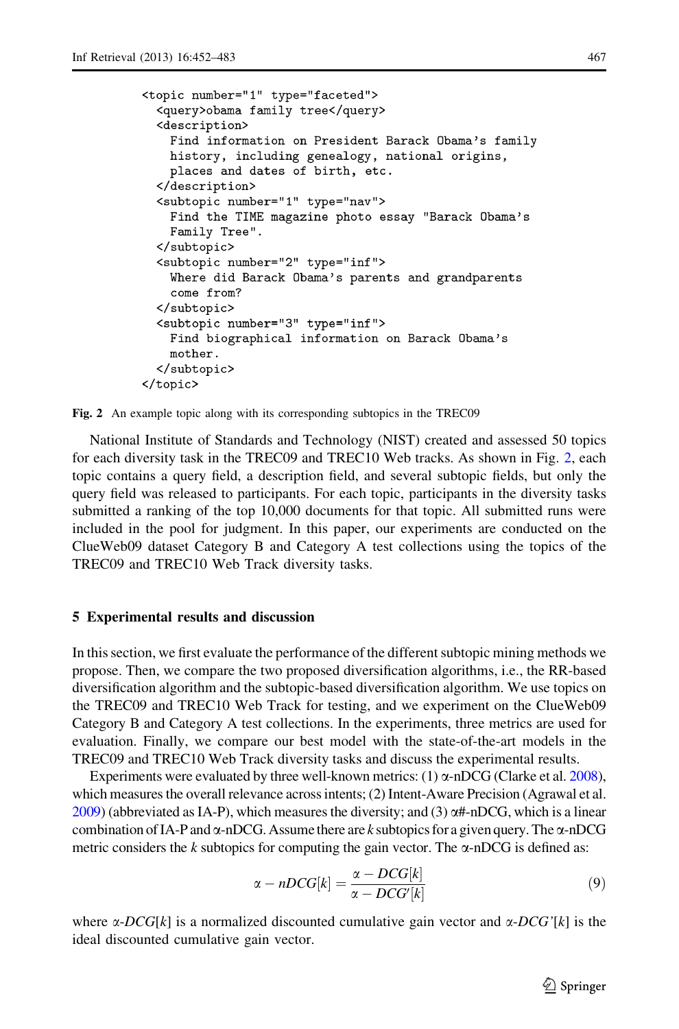```
<topic number="1" type="faceted">
  <query>obama family tree</query>
  <description>
    Find information on President Barack Obama's family
    history, including genealogy, national origins,
    places and dates of birth, etc.
  </description>
  <subtopic number="1" type="nav">
    Find the TIME magazine photo essay "Barack Obama's
    Family Tree".
  </subtopic>
  <subtopic number="2" type="inf">
    Where did Barack Obama's parents and grandparents
    come from?
  </subtopic>
  <subtopic number="3" type="inf">
    Find biographical information on Barack Obama's
    mother.
  </subtopic>
</topic>
```

**Fig. 2** An example topic along with its corresponding subtopics in the TREC09

National Institute of Standards and Technology (NIST) created and assessed 50 topics for each diversity task in the TREC09 and TREC10 Web tracks. As shown in Fig. 2, each topic contains a query field, a description field, and several subtopic fields, but only the query field was released to participants. For each topic, participants in the diversity tasks submitted a ranking of the top 10,000 documents for that topic. All submitted runs were included in the pool for judgment. In this paper, our experiments are conducted on the ClueWeb09 dataset Category B and Category A test collections using the topics of the TREC09 and TREC10 Web Track diversity tasks.

## 5 Experimental results and discussion

In this section, we first evaluate the performance of the different subtopic mining methods we propose. Then, we compare the two proposed diversification algorithms, i.e., the RR-based diversification algorithm and the subtopic-based diversification algorithm. We use topics on the TREC09 and TREC10 Web Track for testing, and we experiment on the ClueWeb09 Category B and Category A test collections. In the experiments, three metrics are used for evaluation. Finally, we compare our best model with the state-of-the-art models in the TREC09 and TREC10 Web Track diversity tasks and discuss the experimental results.

Experiments were evaluated by three well-known metrics: (1) α-nDCG (Clarke et al. 2008), which measures the overall relevance across intents; (2) Intent-Aware Precision (Agrawal et al. 2009) (abbreviated as IA-P), which measures the diversity; and (3) α#-nDCG, which is a linear combination of IA-P and α-nDCG. Assume there are $k$ subtopics for a given query. The α-nDCG metric considers the $k$ subtopics for computing the gain vector. The α-nDCG is defined as:

$$\alpha - nDCG[k] = \frac{\alpha - DCG[k]}{\alpha - DCG'[k]} \tag{9}$$

where $\alpha$-$DCG[k]$ is a normalized discounted cumulative gain vector and $\alpha$-$DCG'[k]$ is the ideal discounted cumulative gain vector.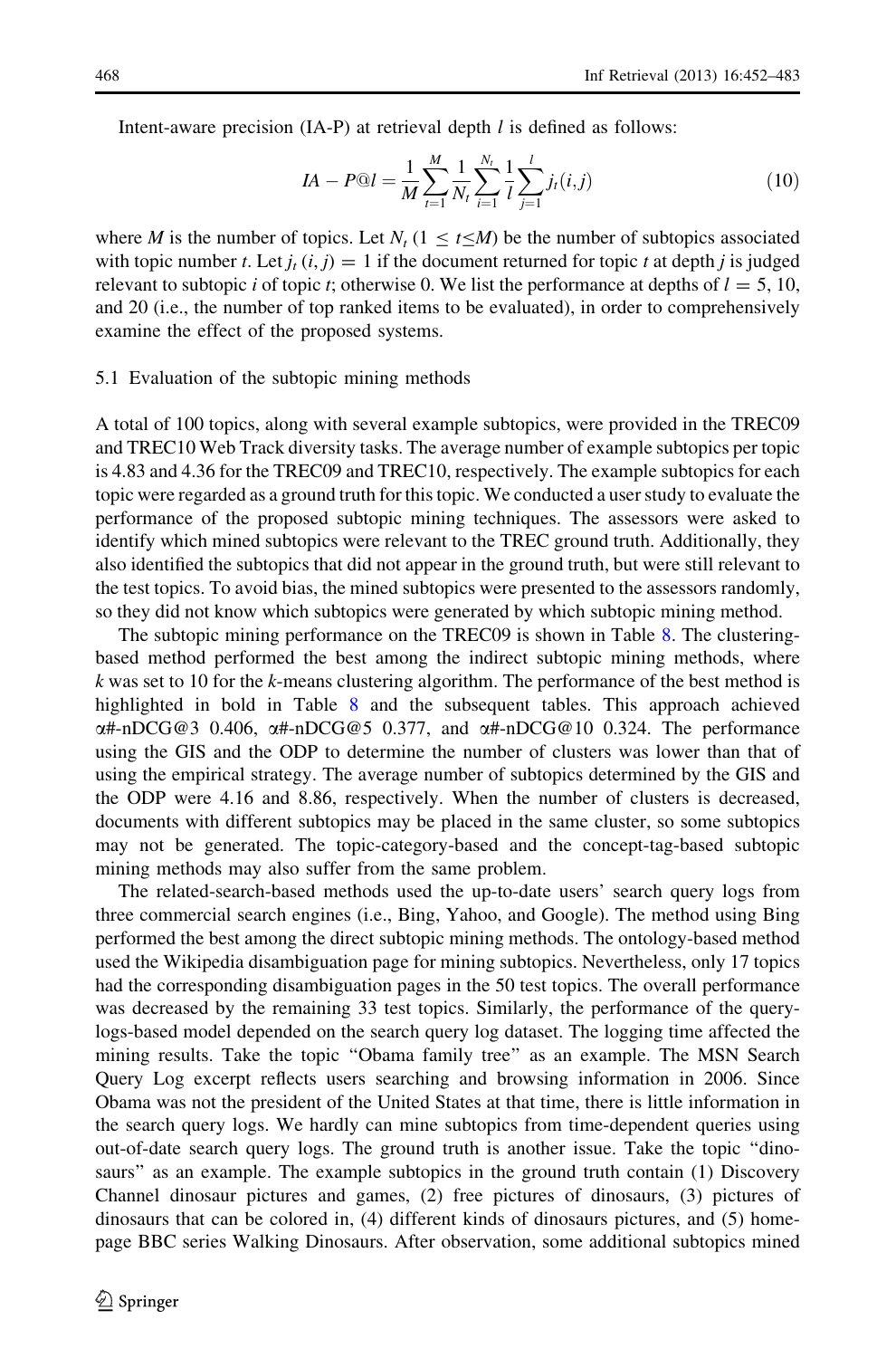Intent-aware precision (IA-P) at retrieval depth $l$ is defined as follows:

$$IA - P@l = \frac{1}{M}\sum_{t=1}^{M}\frac{1}{N_t}\sum_{i=1}^{N_t}\frac{1}{l}\sum_{j=1}^{l}j_t(i,j) \quad (10)$$

where $M$ is the number of topics. Let $N_t$ ($1 \leq t \leq M$) be the number of subtopics associated with topic number $t$. Let $j_t(i, j) = 1$ if the document returned for topic $t$ at depth $j$ is judged relevant to subtopic $i$ of topic $t$; otherwise 0. We list the performance at depths of $l = 5$, 10, and 20 (i.e., the number of top ranked items to be evaluated), in order to comprehensively examine the effect of the proposed systems.

## 5.1 Evaluation of the subtopic mining methods

A total of 100 topics, along with several example subtopics, were provided in the TREC09 and TREC10 Web Track diversity tasks. The average number of example subtopics per topic is 4.83 and 4.36 for the TREC09 and TREC10, respectively. The example subtopics for each topic were regarded as a ground truth for this topic. We conducted a user study to evaluate the performance of the proposed subtopic mining techniques. The assessors were asked to identify which mined subtopics were relevant to the TREC ground truth. Additionally, they also identified the subtopics that did not appear in the ground truth, but were still relevant to the test topics. To avoid bias, the mined subtopics were presented to the assessors randomly, so they did not know which subtopics were generated by which subtopic mining method.

The subtopic mining performance on the TREC09 is shown in Table 8. The clustering-based method performed the best among the indirect subtopic mining methods, where $k$ was set to 10 for the $k$-means clustering algorithm. The performance of the best method is highlighted in bold in Table 8 and the subsequent tables. This approach achieved α#-nDCG@3 0.406, α#-nDCG@5 0.377, and α#-nDCG@10 0.324. The performance using the GIS and the ODP to determine the number of clusters was lower than that of using the empirical strategy. The average number of subtopics determined by the GIS and the ODP were 4.16 and 8.86, respectively. When the number of clusters is decreased, documents with different subtopics may be placed in the same cluster, so some subtopics may not be generated. The topic-category-based and the concept-tag-based subtopic mining methods may also suffer from the same problem.

The related-search-based methods used the up-to-date users' search query logs from three commercial search engines (i.e., Bing, Yahoo, and Google). The method using Bing performed the best among the direct subtopic mining methods. The ontology-based method used the Wikipedia disambiguation page for mining subtopics. Nevertheless, only 17 topics had the corresponding disambiguation pages in the 50 test topics. The overall performance was decreased by the remaining 33 test topics. Similarly, the performance of the query-logs-based model depended on the search query log dataset. The logging time affected the mining results. Take the topic "Obama family tree" as an example. The MSN Search Query Log excerpt reflects users searching and browsing information in 2006. Since Obama was not the president of the United States at that time, there is little information in the search query logs. We hardly can mine subtopics from time-dependent queries using out-of-date search query logs. The ground truth is another issue. Take the topic "dinosaurs" as an example. The example subtopics in the ground truth contain (1) Discovery Channel dinosaur pictures and games, (2) free pictures of dinosaurs, (3) pictures of dinosaurs that can be colored in, (4) different kinds of dinosaurs pictures, and (5) homepage BBC series Walking Dinosaurs. After observation, some additional subtopics mined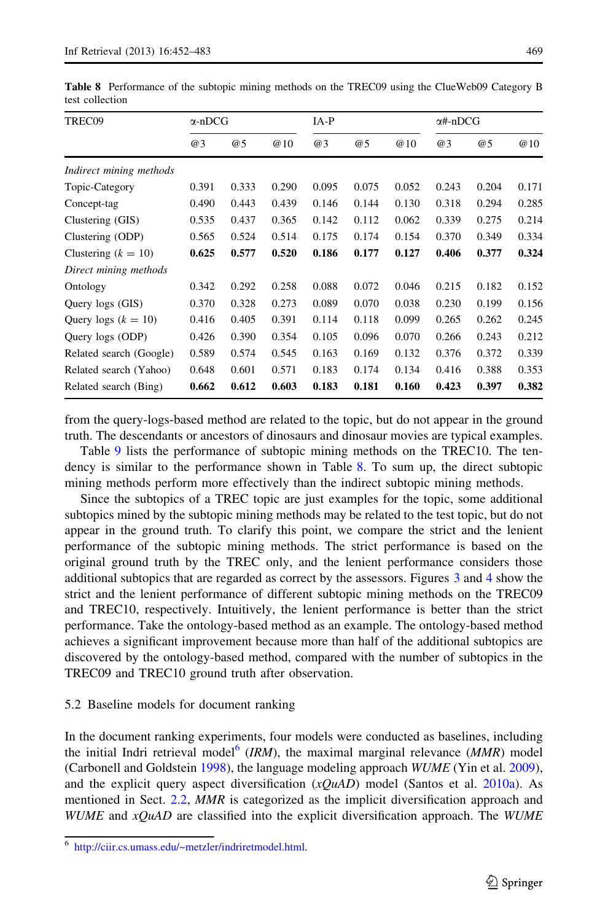**Table 8** Performance of the subtopic mining methods on the TREC09 using the ClueWeb09 Category B test collection

| TREC09 | α-nDCG | | | IA-P | | | α#-nDCG | | |
|---|---|---|---|---|---|---|---|---|---|
| | @3 | @5 | @10 | @3 | @5 | @10 | @3 | @5 | @10 |
| *Indirect mining methods* | | | | | | | | | |
| Topic-Category | 0.391 | 0.333 | 0.290 | 0.095 | 0.075 | 0.052 | 0.243 | 0.204 | 0.171 |
| Concept-tag | 0.490 | 0.443 | 0.439 | 0.146 | 0.144 | 0.130 | 0.318 | 0.294 | 0.285 |
| Clustering (GIS) | 0.535 | 0.437 | 0.365 | 0.142 | 0.112 | 0.062 | 0.339 | 0.275 | 0.214 |
| Clustering (ODP) | 0.565 | 0.524 | 0.514 | 0.175 | 0.174 | 0.154 | 0.370 | 0.349 | 0.334 |
| Clustering ($k = 10$) | **0.625** | **0.577** | **0.520** | **0.186** | **0.177** | **0.127** | **0.406** | **0.377** | **0.324** |
| *Direct mining methods* | | | | | | | | | |
| Ontology | 0.342 | 0.292 | 0.258 | 0.088 | 0.072 | 0.046 | 0.215 | 0.182 | 0.152 |
| Query logs (GIS) | 0.370 | 0.328 | 0.273 | 0.089 | 0.070 | 0.038 | 0.230 | 0.199 | 0.156 |
| Query logs ($k = 10$) | 0.416 | 0.405 | 0.391 | 0.114 | 0.118 | 0.099 | 0.265 | 0.262 | 0.245 |
| Query logs (ODP) | 0.426 | 0.390 | 0.354 | 0.105 | 0.096 | 0.070 | 0.266 | 0.243 | 0.212 |
| Related search (Google) | 0.589 | 0.574 | 0.545 | 0.163 | 0.169 | 0.132 | 0.376 | 0.372 | 0.339 |
| Related search (Yahoo) | 0.648 | 0.601 | 0.571 | 0.183 | 0.174 | 0.134 | 0.416 | 0.388 | 0.353 |
| Related search (Bing) | **0.662** | **0.612** | **0.603** | **0.183** | **0.181** | **0.160** | **0.423** | **0.397** | **0.382** |

from the query-logs-based method are related to the topic, but do not appear in the ground truth. The descendants or ancestors of dinosaurs and dinosaur movies are typical examples.

Table 9 lists the performance of subtopic mining methods on the TREC10. The tendency is similar to the performance shown in Table 8. To sum up, the direct subtopic mining methods perform more effectively than the indirect subtopic mining methods.

Since the subtopics of a TREC topic are just examples for the topic, some additional subtopics mined by the subtopic mining methods may be related to the test topic, but do not appear in the ground truth. To clarify this point, we compare the strict and the lenient performance of the subtopic mining methods. The strict performance is based on the original ground truth by the TREC only, and the lenient performance considers those additional subtopics that are regarded as correct by the assessors. Figures 3 and 4 show the strict and the lenient performance of different subtopic mining methods on the TREC09 and TREC10, respectively. Intuitively, the lenient performance is better than the strict performance. Take the ontology-based method as an example. The ontology-based method achieves a significant improvement because more than half of the additional subtopics are discovered by the ontology-based method, compared with the number of subtopics in the TREC09 and TREC10 ground truth after observation.

### 5.2 Baseline models for document ranking

In the document ranking experiments, four models were conducted as baselines, including the initial Indri retrieval model[6] (*IRM*), the maximal marginal relevance (*MMR*) model (Carbonell and Goldstein 1998), the language modeling approach *WUME* (Yin et al. 2009), and the explicit query aspect diversification (*xQuAD*) model (Santos et al. 2010a). As mentioned in Sect. 2.2, *MMR* is categorized as the implicit diversification approach and *WUME* and *xQuAD* are classified into the explicit diversification approach. The *WUME*

[6] http://ciir.cs.umass.edu/~metzler/indriretmodel.html.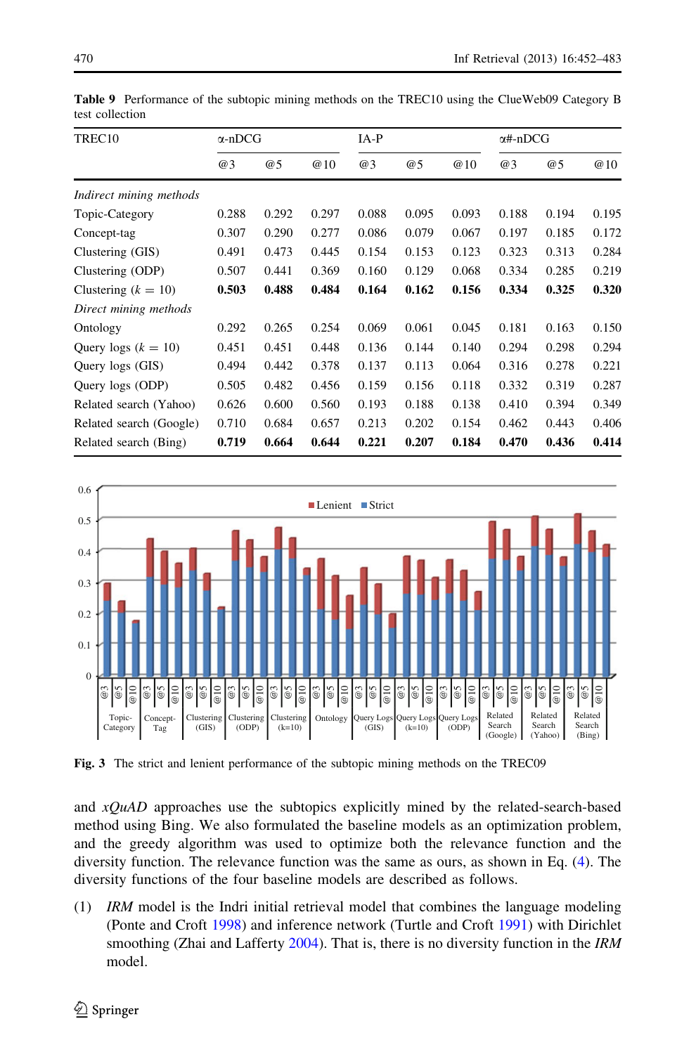**Table 9** Performance of the subtopic mining methods on the TREC10 using the ClueWeb09 Category B test collection

| TREC10 | α-nDCG | | | IA-P | | | α#-nDCG | | |
|---|---|---|---|---|---|---|---|---|---|
| | @3 | @5 | @10 | @3 | @5 | @10 | @3 | @5 | @10 |
| *Indirect mining methods* | | | | | | | | | |
| Topic-Category | 0.288 | 0.292 | 0.297 | 0.088 | 0.095 | 0.093 | 0.188 | 0.194 | 0.195 |
| Concept-tag | 0.307 | 0.290 | 0.277 | 0.086 | 0.079 | 0.067 | 0.197 | 0.185 | 0.172 |
| Clustering (GIS) | 0.491 | 0.473 | 0.445 | 0.154 | 0.153 | 0.123 | 0.323 | 0.313 | 0.284 |
| Clustering (ODP) | 0.507 | 0.441 | 0.369 | 0.160 | 0.129 | 0.068 | 0.334 | 0.285 | 0.219 |
| Clustering ($k = 10$) | **0.503** | **0.488** | **0.484** | **0.164** | **0.162** | **0.156** | **0.334** | **0.325** | **0.320** |
| *Direct mining methods* | | | | | | | | | |
| Ontology | 0.292 | 0.265 | 0.254 | 0.069 | 0.061 | 0.045 | 0.181 | 0.163 | 0.150 |
| Query logs ($k = 10$) | 0.451 | 0.451 | 0.448 | 0.136 | 0.144 | 0.140 | 0.294 | 0.298 | 0.294 |
| Query logs (GIS) | 0.494 | 0.442 | 0.378 | 0.137 | 0.113 | 0.064 | 0.316 | 0.278 | 0.221 |
| Query logs (ODP) | 0.505 | 0.482 | 0.456 | 0.159 | 0.156 | 0.118 | 0.332 | 0.319 | 0.287 |
| Related search (Yahoo) | 0.626 | 0.600 | 0.560 | 0.193 | 0.188 | 0.138 | 0.410 | 0.394 | 0.349 |
| Related search (Google) | 0.710 | 0.684 | 0.657 | 0.213 | 0.202 | 0.154 | 0.462 | 0.443 | 0.406 |
| Related search (Bing) | **0.719** | **0.664** | **0.644** | **0.221** | **0.207** | **0.184** | **0.470** | **0.436** | **0.414** |

**Fig. 3** The strict and lenient performance of the subtopic mining methods on the TREC09

and *xQuAD* approaches use the subtopics explicitly mined by the related-search-based method using Bing. We also formulated the baseline models as an optimization problem, and the greedy algorithm was used to optimize both the relevance function and the diversity function. The relevance function was the same as ours, as shown in Eq. (4). The diversity functions of the four baseline models are described as follows.

(1) *IRM* model is the Indri initial retrieval model that combines the language modeling (Ponte and Croft 1998) and inference network (Turtle and Croft 1991) with Dirichlet smoothing (Zhai and Lafferty 2004). That is, there is no diversity function in the *IRM* model.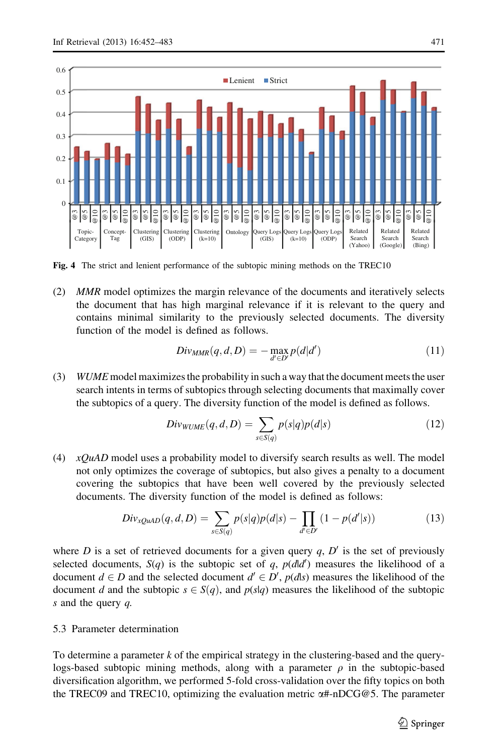**Fig. 4** The strict and lenient performance of the subtopic mining methods on the TREC10

(2) *MMR* model optimizes the margin relevance of the documents and iteratively selects the document that has high marginal relevance if it is relevant to the query and contains minimal similarity to the previously selected documents. The diversity function of the model is defined as follows.

$$Div_{MMR}(q, d, D) = -\max_{d' \in D'} p(d|d') \tag{11}$$

(3) *WUME* model maximizes the probability in such a way that the document meets the user search intents in terms of subtopics through selecting documents that maximally cover the subtopics of a query. The diversity function of the model is defined as follows.

$$Div_{WUME}(q, d, D) = \sum_{s \in S(q)} p(s|q)p(d|s) \tag{12}$$

(4) *xQuAD* model uses a probability model to diversify search results as well. The model not only optimizes the coverage of subtopics, but also gives a penalty to a document covering the subtopics that have been well covered by the previously selected documents. The diversity function of the model is defined as follows:

$$Div_{xQuAD}(q, d, D) = \sum_{s \in S(q)} p(s|q)p(d|s) - \prod_{d' \in D'} (1 - p(d'|s)) \tag{13}$$

where $D$ is a set of retrieved documents for a given query $q$, $D'$ is the set of previously selected documents, $S(q)$ is the subtopic set of $q$, $p(d|d')$ measures the likelihood of a document $d \in D$ and the selected document $d' \in D'$, $p(d|s)$ measures the likelihood of the document $d$ and the subtopic $s \in S(q)$, and $p(s|q)$ measures the likelihood of the subtopic $s$ and the query $q$.

### 5.3 Parameter determination

To determine a parameter $k$ of the empirical strategy in the clustering-based and the query-logs-based subtopic mining methods, along with a parameter $\rho$ in the subtopic-based diversification algorithm, we performed 5-fold cross-validation over the fifty topics on both the TREC09 and TREC10, optimizing the evaluation metric α#-nDCG@5. The parameter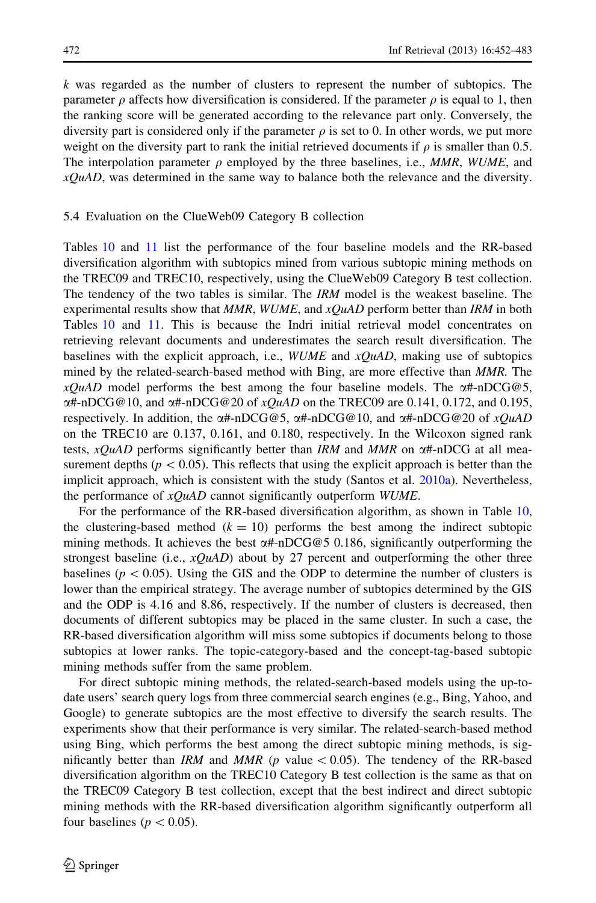$k$ was regarded as the number of clusters to represent the number of subtopics. The parameter $\rho$ affects how diversification is considered. If the parameter $\rho$ is equal to 1, then the ranking score will be generated according to the relevance part only. Conversely, the diversity part is considered only if the parameter $\rho$ is set to 0. In other words, we put more weight on the diversity part to rank the initial retrieved documents if $\rho$ is smaller than 0.5. The interpolation parameter $\rho$ employed by the three baselines, i.e., *MMR*, *WUME*, and *xQuAD*, was determined in the same way to balance both the relevance and the diversity.

### 5.4 Evaluation on the ClueWeb09 Category B collection

Tables 10 and 11 list the performance of the four baseline models and the RR-based diversification algorithm with subtopics mined from various subtopic mining methods on the TREC09 and TREC10, respectively, using the ClueWeb09 Category B test collection. The tendency of the two tables is similar. The *IRM* model is the weakest baseline. The experimental results show that *MMR*, *WUME*, and *xQuAD* perform better than *IRM* in both Tables 10 and 11. This is because the Indri initial retrieval model concentrates on retrieving relevant documents and underestimates the search result diversification. The baselines with the explicit approach, i.e., *WUME* and *xQuAD*, making use of subtopics mined by the related-search-based method with Bing, are more effective than *MMR*. The *xQuAD* model performs the best among the four baseline models. The α#-nDCG@5, α#-nDCG@10, and α#-nDCG@20 of *xQuAD* on the TREC09 are 0.141, 0.172, and 0.195, respectively. In addition, the α#-nDCG@5, α#-nDCG@10, and α#-nDCG@20 of *xQuAD* on the TREC10 are 0.137, 0.161, and 0.180, respectively. In the Wilcoxon signed rank tests, *xQuAD* performs significantly better than *IRM* and *MMR* on α#-nDCG at all measurement depths ($p < 0.05$). This reflects that using the explicit approach is better than the implicit approach, which is consistent with the study (Santos et al. 2010a). Nevertheless, the performance of *xQuAD* cannot significantly outperform *WUME*.

For the performance of the RR-based diversification algorithm, as shown in Table 10, the clustering-based method ($k = 10$) performs the best among the indirect subtopic mining methods. It achieves the best α#-nDCG@5 0.186, significantly outperforming the strongest baseline (i.e., *xQuAD*) about by 27 percent and outperforming the other three baselines ($p < 0.05$). Using the GIS and the ODP to determine the number of clusters is lower than the empirical strategy. The average number of subtopics determined by the GIS and the ODP is 4.16 and 8.86, respectively. If the number of clusters is decreased, then documents of different subtopics may be placed in the same cluster. In such a case, the RR-based diversification algorithm will miss some subtopics if documents belong to those subtopics at lower ranks. The topic-category-based and the concept-tag-based subtopic mining methods suffer from the same problem.

For direct subtopic mining methods, the related-search-based models using the up-to-date users' search query logs from three commercial search engines (e.g., Bing, Yahoo, and Google) to generate subtopics are the most effective to diversify the search results. The experiments show that their performance is very similar. The related-search-based method using Bing, which performs the best among the direct subtopic mining methods, is significantly better than *IRM* and *MMR* ($p$ value $< 0.05$). The tendency of the RR-based diversification algorithm on the TREC10 Category B test collection is the same as that on the TREC09 Category B test collection, except that the best indirect and direct subtopic mining methods with the RR-based diversification algorithm significantly outperform all four baselines ($p < 0.05$).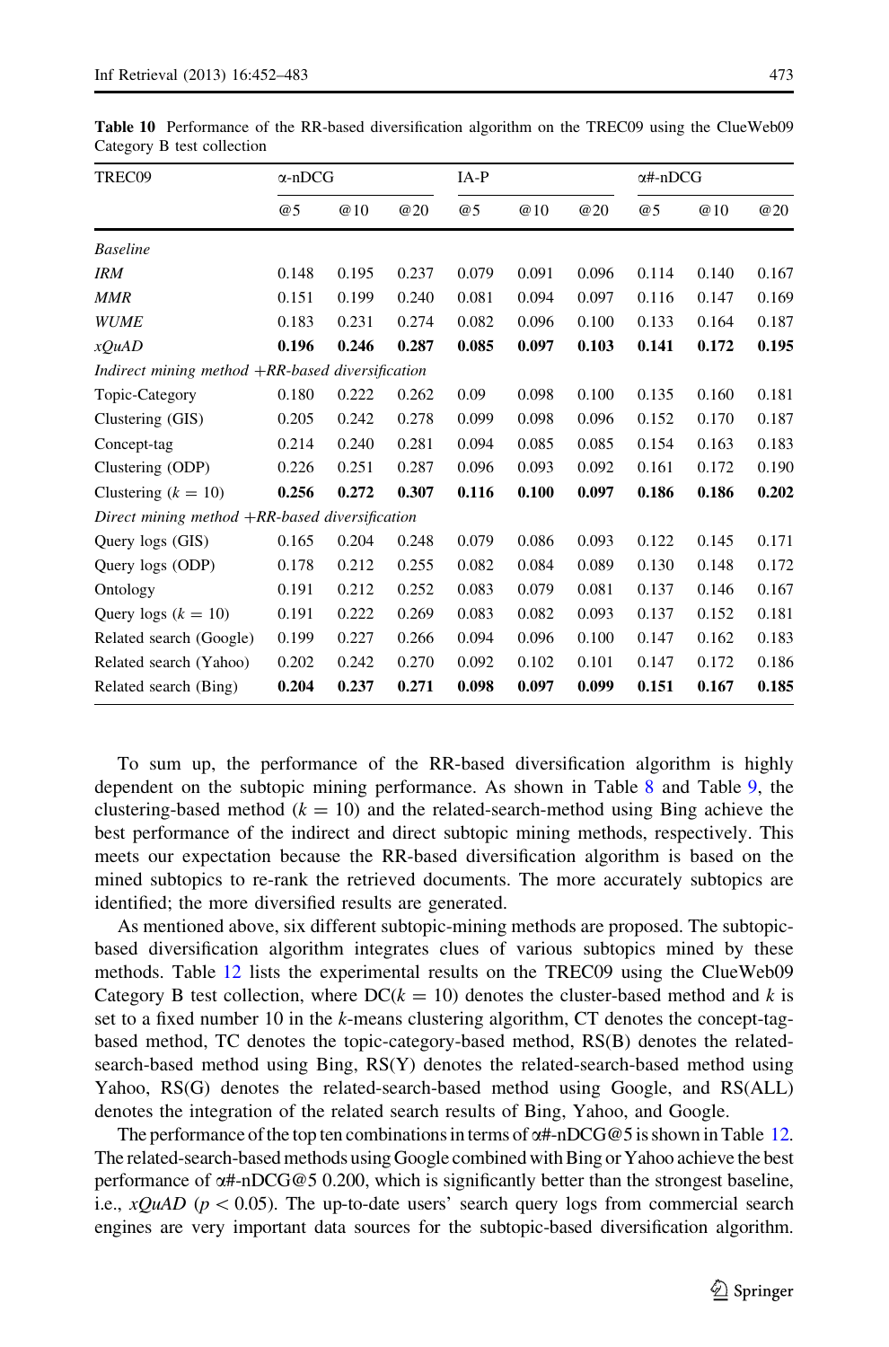**Table 10** Performance of the RR-based diversification algorithm on the TREC09 using the ClueWeb09 Category B test collection

| TREC09 | α-nDCG | | | IA-P | | | α#-nDCG | | |
|---|---|---|---|---|---|---|---|---|---|
| | @5 | @10 | @20 | @5 | @10 | @20 | @5 | @10 | @20 |
| *Baseline* | | | | | | | | | |
| *IRM* | 0.148 | 0.195 | 0.237 | 0.079 | 0.091 | 0.096 | 0.114 | 0.140 | 0.167 |
| *MMR* | 0.151 | 0.199 | 0.240 | 0.081 | 0.094 | 0.097 | 0.116 | 0.147 | 0.169 |
| *WUME* | 0.183 | 0.231 | 0.274 | 0.082 | 0.096 | 0.100 | 0.133 | 0.164 | 0.187 |
| *xQuAD* | **0.196** | **0.246** | **0.287** | **0.085** | **0.097** | **0.103** | **0.141** | **0.172** | **0.195** |
| *Indirect mining method +RR-based diversification* | | | | | | | | | |
| Topic-Category | 0.180 | 0.222 | 0.262 | 0.09 | 0.098 | 0.100 | 0.135 | 0.160 | 0.181 |
| Clustering (GIS) | 0.205 | 0.242 | 0.278 | 0.099 | 0.098 | 0.096 | 0.152 | 0.170 | 0.187 |
| Concept-tag | 0.214 | 0.240 | 0.281 | 0.094 | 0.085 | 0.085 | 0.154 | 0.163 | 0.183 |
| Clustering (ODP) | 0.226 | 0.251 | 0.287 | 0.096 | 0.093 | 0.092 | 0.161 | 0.172 | 0.190 |
| Clustering ($k = 10$) | **0.256** | **0.272** | **0.307** | **0.116** | **0.100** | **0.097** | **0.186** | **0.186** | **0.202** |
| *Direct mining method +RR-based diversification* | | | | | | | | | |
| Query logs (GIS) | 0.165 | 0.204 | 0.248 | 0.079 | 0.086 | 0.093 | 0.122 | 0.145 | 0.171 |
| Query logs (ODP) | 0.178 | 0.212 | 0.255 | 0.082 | 0.084 | 0.089 | 0.130 | 0.148 | 0.172 |
| Ontology | 0.191 | 0.212 | 0.252 | 0.083 | 0.079 | 0.081 | 0.137 | 0.146 | 0.167 |
| Query logs ($k = 10$) | 0.191 | 0.222 | 0.269 | 0.083 | 0.082 | 0.093 | 0.137 | 0.152 | 0.181 |
| Related search (Google) | 0.199 | 0.227 | 0.266 | 0.094 | 0.096 | 0.100 | 0.147 | 0.162 | 0.183 |
| Related search (Yahoo) | 0.202 | 0.242 | 0.270 | 0.092 | 0.102 | 0.101 | 0.147 | 0.172 | 0.186 |
| Related search (Bing) | **0.204** | **0.237** | **0.271** | **0.098** | **0.097** | **0.099** | **0.151** | **0.167** | **0.185** |

To sum up, the performance of the RR-based diversification algorithm is highly dependent on the subtopic mining performance. As shown in Table 8 and Table 9, the clustering-based method ($k = 10$) and the related-search-method using Bing achieve the best performance of the indirect and direct subtopic mining methods, respectively. This meets our expectation because the RR-based diversification algorithm is based on the mined subtopics to re-rank the retrieved documents. The more accurately subtopics are identified; the more diversified results are generated.

As mentioned above, six different subtopic-mining methods are proposed. The subtopic-based diversification algorithm integrates clues of various subtopics mined by these methods. Table 12 lists the experimental results on the TREC09 using the ClueWeb09 Category B test collection, where DC($k = 10$) denotes the cluster-based method and $k$ is set to a fixed number 10 in the $k$-means clustering algorithm, CT denotes the concept-tag-based method, TC denotes the topic-category-based method, RS(B) denotes the related-search-based method using Bing, RS(Y) denotes the related-search-based method using Yahoo, RS(G) denotes the related-search-based method using Google, and RS(ALL) denotes the integration of the related search results of Bing, Yahoo, and Google.

The performance of the top ten combinations in terms of α#-nDCG@5 is shown in Table 12. The related-search-based methods using Google combined with Bing or Yahoo achieve the best performance of α#-nDCG@5 0.200, which is significantly better than the strongest baseline, i.e., *xQuAD* ($p < 0.05$). The up-to-date users' search query logs from commercial search engines are very important data sources for the subtopic-based diversification algorithm.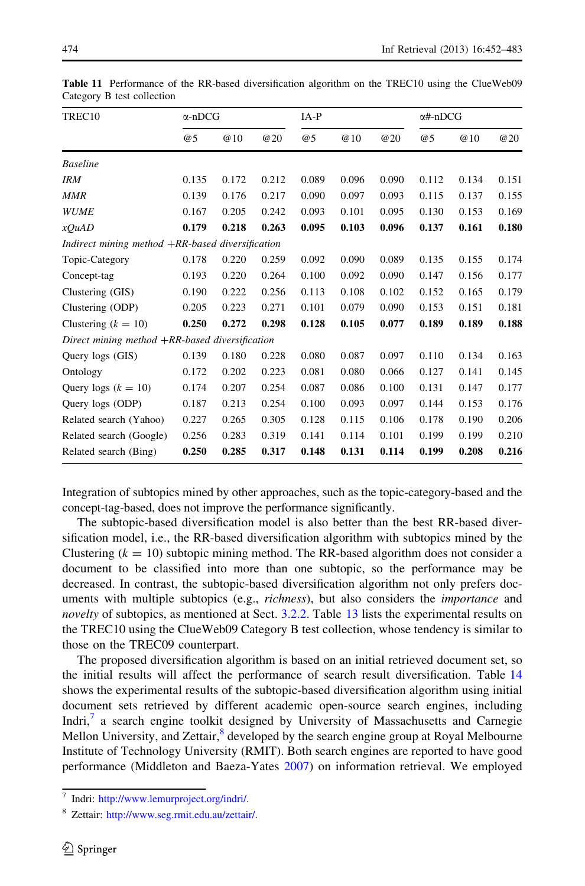**Table 11** Performance of the RR-based diversification algorithm on the TREC10 using the ClueWeb09 Category B test collection

| TREC10 | α-nDCG | | | IA-P | | | α#-nDCG | | |
|---|---|---|---|---|---|---|---|---|---|
| | @5 | @10 | @20 | @5 | @10 | @20 | @5 | @10 | @20 |
| *Baseline* | | | | | | | | | |
| *IRM* | 0.135 | 0.172 | 0.212 | 0.089 | 0.096 | 0.090 | 0.112 | 0.134 | 0.151 |
| *MMR* | 0.139 | 0.176 | 0.217 | 0.090 | 0.097 | 0.093 | 0.115 | 0.137 | 0.155 |
| *WUME* | 0.167 | 0.205 | 0.242 | 0.093 | 0.101 | 0.095 | 0.130 | 0.153 | 0.169 |
| *xQuAD* | **0.179** | **0.218** | **0.263** | **0.095** | **0.103** | **0.096** | **0.137** | **0.161** | **0.180** |
| *Indirect mining method +RR-based diversification* | | | | | | | | | |
| Topic-Category | 0.178 | 0.220 | 0.259 | 0.092 | 0.090 | 0.089 | 0.135 | 0.155 | 0.174 |
| Concept-tag | 0.193 | 0.220 | 0.264 | 0.100 | 0.092 | 0.090 | 0.147 | 0.156 | 0.177 |
| Clustering (GIS) | 0.190 | 0.222 | 0.256 | 0.113 | 0.108 | 0.102 | 0.152 | 0.165 | 0.179 |
| Clustering (ODP) | 0.205 | 0.223 | 0.271 | 0.101 | 0.079 | 0.090 | 0.153 | 0.151 | 0.181 |
| Clustering ($k = 10$) | **0.250** | **0.272** | **0.298** | **0.128** | **0.105** | **0.077** | **0.189** | **0.189** | **0.188** |
| *Direct mining method +RR-based diversification* | | | | | | | | | |
| Query logs (GIS) | 0.139 | 0.180 | 0.228 | 0.080 | 0.087 | 0.097 | 0.110 | 0.134 | 0.163 |
| Ontology | 0.172 | 0.202 | 0.223 | 0.081 | 0.080 | 0.066 | 0.127 | 0.141 | 0.145 |
| Query logs ($k = 10$) | 0.174 | 0.207 | 0.254 | 0.087 | 0.086 | 0.100 | 0.131 | 0.147 | 0.177 |
| Query logs (ODP) | 0.187 | 0.213 | 0.254 | 0.100 | 0.093 | 0.097 | 0.144 | 0.153 | 0.176 |
| Related search (Yahoo) | 0.227 | 0.265 | 0.305 | 0.128 | 0.115 | 0.106 | 0.178 | 0.190 | 0.206 |
| Related search (Google) | 0.256 | 0.283 | 0.319 | 0.141 | 0.114 | 0.101 | 0.199 | 0.199 | 0.210 |
| Related search (Bing) | **0.250** | **0.285** | **0.317** | **0.148** | **0.131** | **0.114** | **0.199** | **0.208** | **0.216** |

Integration of subtopics mined by other approaches, such as the topic-category-based and the concept-tag-based, does not improve the performance significantly.

The subtopic-based diversification model is also better than the best RR-based diversification model, i.e., the RR-based diversification algorithm with subtopics mined by the Clustering ($k = 10$) subtopic mining method. The RR-based algorithm does not consider a document to be classified into more than one subtopic, so the performance may be decreased. In contrast, the subtopic-based diversification algorithm not only prefers documents with multiple subtopics (e.g., *richness*), but also considers the *importance* and *novelty* of subtopics, as mentioned at Sect. 3.2.2. Table 13 lists the experimental results on the TREC10 using the ClueWeb09 Category B test collection, whose tendency is similar to those on the TREC09 counterpart.

The proposed diversification algorithm is based on an initial retrieved document set, so the initial results will affect the performance of search result diversification. Table 14 shows the experimental results of the subtopic-based diversification algorithm using initial document sets retrieved by different academic open-source search engines, including Indri,[7] a search engine toolkit designed by University of Massachusetts and Carnegie Mellon University, and Zettair,[8] developed by the search engine group at Royal Melbourne Institute of Technology University (RMIT). Both search engines are reported to have good performance (Middleton and Baeza-Yates 2007) on information retrieval. We employed

[7] Indri: http://www.lemurproject.org/indri/.

[8] Zettair: http://www.seg.rmit.edu.au/zettair/.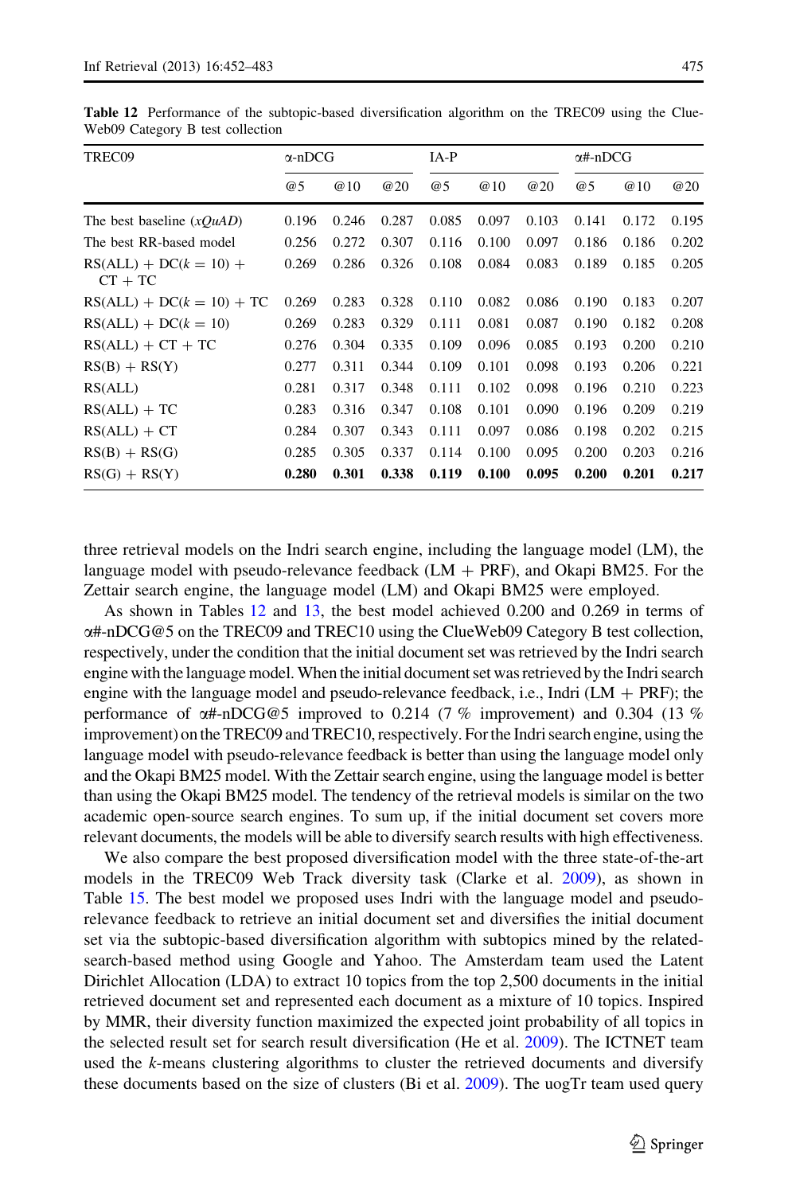**Table 12** Performance of the subtopic-based diversification algorithm on the TREC09 using the ClueWeb09 Category B test collection

| TREC09 | α-nDCG | | | IA-P | | | α#-nDCG | | |
|---|---|---|---|---|---|---|---|---|---|
| | @5 | @10 | @20 | @5 | @10 | @20 | @5 | @10 | @20 |
| The best baseline (*xQuAD*) | 0.196 | 0.246 | 0.287 | 0.085 | 0.097 | 0.103 | 0.141 | 0.172 | 0.195 |
| The best RR-based model | 0.256 | 0.272 | 0.307 | 0.116 | 0.100 | 0.097 | 0.186 | 0.186 | 0.202 |
| RS(ALL) + DC($k$ = 10) + CT + TC | 0.269 | 0.286 | 0.326 | 0.108 | 0.084 | 0.083 | 0.189 | 0.185 | 0.205 |
| RS(ALL) + DC($k$ = 10) + TC | 0.269 | 0.283 | 0.328 | 0.110 | 0.082 | 0.086 | 0.190 | 0.183 | 0.207 |
| RS(ALL) + DC($k$ = 10) | 0.269 | 0.283 | 0.329 | 0.111 | 0.081 | 0.087 | 0.190 | 0.182 | 0.208 |
| RS(ALL) + CT + TC | 0.276 | 0.304 | 0.335 | 0.109 | 0.096 | 0.085 | 0.193 | 0.200 | 0.210 |
| RS(B) + RS(Y) | 0.277 | 0.311 | 0.344 | 0.109 | 0.101 | 0.098 | 0.193 | 0.206 | 0.221 |
| RS(ALL) | 0.281 | 0.317 | 0.348 | 0.111 | 0.102 | 0.098 | 0.196 | 0.210 | 0.223 |
| RS(ALL) + TC | 0.283 | 0.316 | 0.347 | 0.108 | 0.101 | 0.090 | 0.196 | 0.209 | 0.219 |
| RS(ALL) + CT | 0.284 | 0.307 | 0.343 | 0.111 | 0.097 | 0.086 | 0.198 | 0.202 | 0.215 |
| RS(B) + RS(G) | 0.285 | 0.305 | 0.337 | 0.114 | 0.100 | 0.095 | 0.200 | 0.203 | 0.216 |
| RS(G) + RS(Y) | **0.280** | **0.301** | **0.338** | **0.119** | **0.100** | **0.095** | **0.200** | **0.201** | **0.217** |

three retrieval models on the Indri search engine, including the language model (LM), the language model with pseudo-relevance feedback (LM + PRF), and Okapi BM25. For the Zettair search engine, the language model (LM) and Okapi BM25 were employed.

As shown in Tables 12 and 13, the best model achieved 0.200 and 0.269 in terms of α#-nDCG@5 on the TREC09 and TREC10 using the ClueWeb09 Category B test collection, respectively, under the condition that the initial document set was retrieved by the Indri search engine with the language model. When the initial document set was retrieved by the Indri search engine with the language model and pseudo-relevance feedback, i.e., Indri (LM + PRF); the performance of α#-nDCG@5 improved to 0.214 (7 % improvement) and 0.304 (13 % improvement) on the TREC09 and TREC10, respectively. For the Indri search engine, using the language model with pseudo-relevance feedback is better than using the language model only and the Okapi BM25 model. With the Zettair search engine, using the language model is better than using the Okapi BM25 model. The tendency of the retrieval models is similar on the two academic open-source search engines. To sum up, if the initial document set covers more relevant documents, the models will be able to diversify search results with high effectiveness.

We also compare the best proposed diversification model with the three state-of-the-art models in the TREC09 Web Track diversity task (Clarke et al. 2009), as shown in Table 15. The best model we proposed uses Indri with the language model and pseudo-relevance feedback to retrieve an initial document set and diversifies the initial document set via the subtopic-based diversification algorithm with subtopics mined by the related-search-based method using Google and Yahoo. The Amsterdam team used the Latent Dirichlet Allocation (LDA) to extract 10 topics from the top 2,500 documents in the initial retrieved document set and represented each document as a mixture of 10 topics. Inspired by MMR, their diversity function maximized the expected joint probability of all topics in the selected result set for search result diversification (He et al. 2009). The ICTNET team used the $k$-means clustering algorithms to cluster the retrieved documents and diversify these documents based on the size of clusters (Bi et al. 2009). The uogTr team used query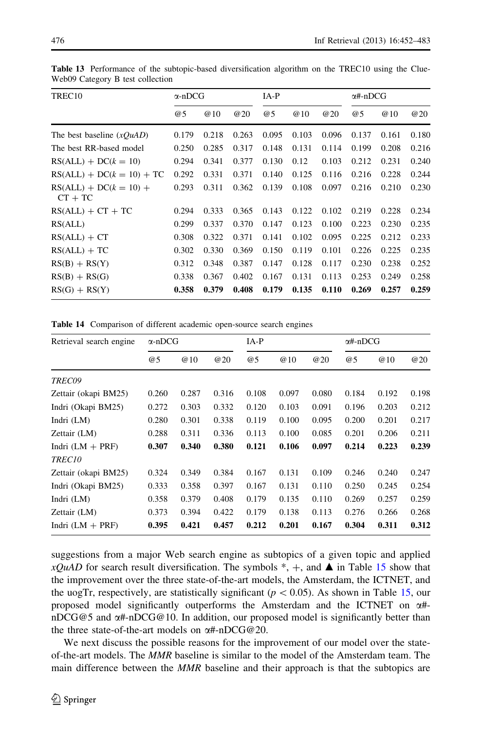**Table 13** Performance of the subtopic-based diversification algorithm on the TREC10 using the ClueWeb09 Category B test collection

| TREC10 | α-nDCG | | | IA-P | | | α#-nDCG | | |
|---|---|---|---|---|---|---|---|---|---|
| | @5 | @10 | @20 | @5 | @10 | @20 | @5 | @10 | @20 |
| The best baseline (*xQuAD*) | 0.179 | 0.218 | 0.263 | 0.095 | 0.103 | 0.096 | 0.137 | 0.161 | 0.180 |
| The best RR-based model | 0.250 | 0.285 | 0.317 | 0.148 | 0.131 | 0.114 | 0.199 | 0.208 | 0.216 |
| RS(ALL) + DC($k$ = 10) | 0.294 | 0.341 | 0.377 | 0.130 | 0.12 | 0.103 | 0.212 | 0.231 | 0.240 |
| RS(ALL) + DC($k$ = 10) + TC | 0.292 | 0.331 | 0.371 | 0.140 | 0.125 | 0.116 | 0.216 | 0.228 | 0.244 |
| RS(ALL) + DC($k$ = 10) + CT + TC | 0.293 | 0.311 | 0.362 | 0.139 | 0.108 | 0.097 | 0.216 | 0.210 | 0.230 |
| RS(ALL) + CT + TC | 0.294 | 0.333 | 0.365 | 0.143 | 0.122 | 0.102 | 0.219 | 0.228 | 0.234 |
| RS(ALL) | 0.299 | 0.337 | 0.370 | 0.147 | 0.123 | 0.100 | 0.223 | 0.230 | 0.235 |
| RS(ALL) + CT | 0.308 | 0.322 | 0.371 | 0.141 | 0.102 | 0.095 | 0.225 | 0.212 | 0.233 |
| RS(ALL) + TC | 0.302 | 0.330 | 0.369 | 0.150 | 0.119 | 0.101 | 0.226 | 0.225 | 0.235 |
| RS(B) + RS(Y) | 0.312 | 0.348 | 0.387 | 0.147 | 0.128 | 0.117 | 0.230 | 0.238 | 0.252 |
| RS(B) + RS(G) | 0.338 | 0.367 | 0.402 | 0.167 | 0.131 | 0.113 | 0.253 | 0.249 | 0.258 |
| RS(G) + RS(Y) | **0.358** | **0.379** | **0.408** | **0.179** | **0.135** | **0.110** | **0.269** | **0.257** | **0.259** |

**Table 14** Comparison of different academic open-source search engines

| Retrieval search engine | α-nDCG | | | IA-P | | | α#-nDCG | | |
|---|---|---|---|---|---|---|---|---|---|
| | @5 | @10 | @20 | @5 | @10 | @20 | @5 | @10 | @20 |
| *TREC09* | | | | | | | | | |
| Zettair (okapi BM25) | 0.260 | 0.287 | 0.316 | 0.108 | 0.097 | 0.080 | 0.184 | 0.192 | 0.198 |
| Indri (Okapi BM25) | 0.272 | 0.303 | 0.332 | 0.120 | 0.103 | 0.091 | 0.196 | 0.203 | 0.212 |
| Indri (LM) | 0.280 | 0.301 | 0.338 | 0.119 | 0.100 | 0.095 | 0.200 | 0.201 | 0.217 |
| Zettair (LM) | 0.288 | 0.311 | 0.336 | 0.113 | 0.100 | 0.085 | 0.201 | 0.206 | 0.211 |
| Indri (LM + PRF) | **0.307** | **0.340** | **0.380** | **0.121** | **0.106** | **0.097** | **0.214** | **0.223** | **0.239** |
| *TREC10* | | | | | | | | | |
| Zettair (okapi BM25) | 0.324 | 0.349 | 0.384 | 0.167 | 0.131 | 0.109 | 0.246 | 0.240 | 0.247 |
| Indri (Okapi BM25) | 0.333 | 0.358 | 0.397 | 0.167 | 0.131 | 0.110 | 0.250 | 0.245 | 0.254 |
| Indri (LM) | 0.358 | 0.379 | 0.408 | 0.179 | 0.135 | 0.110 | 0.269 | 0.257 | 0.259 |
| Zettair (LM) | 0.373 | 0.394 | 0.422 | 0.179 | 0.138 | 0.113 | 0.276 | 0.266 | 0.268 |
| Indri (LM + PRF) | **0.395** | **0.421** | **0.457** | **0.212** | **0.201** | **0.167** | **0.304** | **0.311** | **0.312** |

suggestions from a major Web search engine as subtopics of a given topic and applied *xQuAD* for search result diversification. The symbols *, +, and ▲ in Table 15 show that the improvement over the three state-of-the-art models, the Amsterdam, the ICTNET, and the uogTr, respectively, are statistically significant ($p < 0.05$). As shown in Table 15, our proposed model significantly outperforms the Amsterdam and the ICTNET on α#-nDCG@5 and α#-nDCG@10. In addition, our proposed model is significantly better than the three state-of-the-art models on α#-nDCG@20.

We next discuss the possible reasons for the improvement of our model over the state-of-the-art models. The *MMR* baseline is similar to the model of the Amsterdam team. The main difference between the *MMR* baseline and their approach is that the subtopics are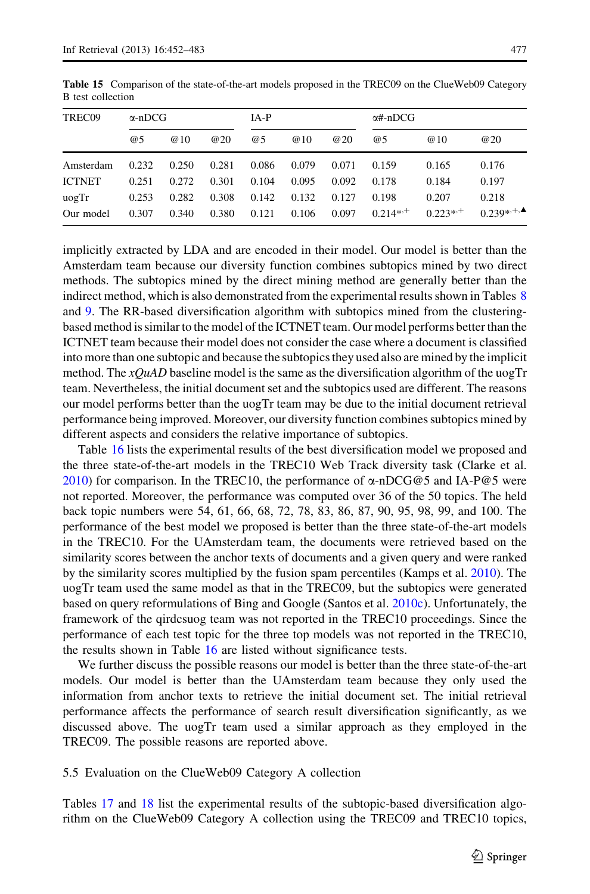**Table 15** Comparison of the state-of-the-art models proposed in the TREC09 on the ClueWeb09 Category B test collection

| TREC09 | α-nDCG | | | IA-P | | | α#-nDCG | | |
|---|---|---|---|---|---|---|---|---|---|
| | @5 | @10 | @20 | @5 | @10 | @20 | @5 | @10 | @20 |
| Amsterdam | 0.232 | 0.250 | 0.281 | 0.086 | 0.079 | 0.071 | 0.159 | 0.165 | 0.176 |
| ICTNET | 0.251 | 0.272 | 0.301 | 0.104 | 0.095 | 0.092 | 0.178 | 0.184 | 0.197 |
| uogTr | 0.253 | 0.282 | 0.308 | 0.142 | 0.132 | 0.127 | 0.198 | 0.207 | 0.218 |
| Our model | 0.307 | 0.340 | 0.380 | 0.121 | 0.106 | 0.097 | $0.214^{*,+}$ | $0.223^{*,+}$ | $0.239^{*,+,\blacktriangle}$ |

implicitly extracted by LDA and are encoded in their model. Our model is better than the Amsterdam team because our diversity function combines subtopics mined by two direct methods. The subtopics mined by the direct mining method are generally better than the indirect method, which is also demonstrated from the experimental results shown in Tables 8 and 9. The RR-based diversification algorithm with subtopics mined from the clustering-based method is similar to the model of the ICTNET team. Our model performs better than the ICTNET team because their model does not consider the case where a document is classified into more than one subtopic and because the subtopics they used also are mined by the implicit method. The *xQuAD* baseline model is the same as the diversification algorithm of the uogTr team. Nevertheless, the initial document set and the subtopics used are different. The reasons our model performs better than the uogTr team may be due to the initial document retrieval performance being improved. Moreover, our diversity function combines subtopics mined by different aspects and considers the relative importance of subtopics.

Table 16 lists the experimental results of the best diversification model we proposed and the three state-of-the-art models in the TREC10 Web Track diversity task (Clarke et al. 2010) for comparison. In the TREC10, the performance of α-nDCG@5 and IA-P@5 were not reported. Moreover, the performance was computed over 36 of the 50 topics. The held back topic numbers were 54, 61, 66, 68, 72, 78, 83, 86, 87, 90, 95, 98, 99, and 100. The performance of the best model we proposed is better than the three state-of-the-art models in the TREC10. For the UAmsterdam team, the documents were retrieved based on the similarity scores between the anchor texts of documents and a given query and were ranked by the similarity scores multiplied by the fusion spam percentiles (Kamps et al. 2010). The uogTr team used the same model as that in the TREC09, but the subtopics were generated based on query reformulations of Bing and Google (Santos et al. 2010c). Unfortunately, the framework of the qirdcsuog team was not reported in the TREC10 proceedings. Since the performance of each test topic for the three top models was not reported in the TREC10, the results shown in Table 16 are listed without significance tests.

We further discuss the possible reasons our model is better than the three state-of-the-art models. Our model is better than the UAmsterdam team because they only used the information from anchor texts to retrieve the initial document set. The initial retrieval performance affects the performance of search result diversification significantly, as we discussed above. The uogTr team used a similar approach as they employed in the TREC09. The possible reasons are reported above.

### 5.5 Evaluation on the ClueWeb09 Category A collection

Tables 17 and 18 list the experimental results of the subtopic-based diversification algorithm on the ClueWeb09 Category A collection using the TREC09 and TREC10 topics,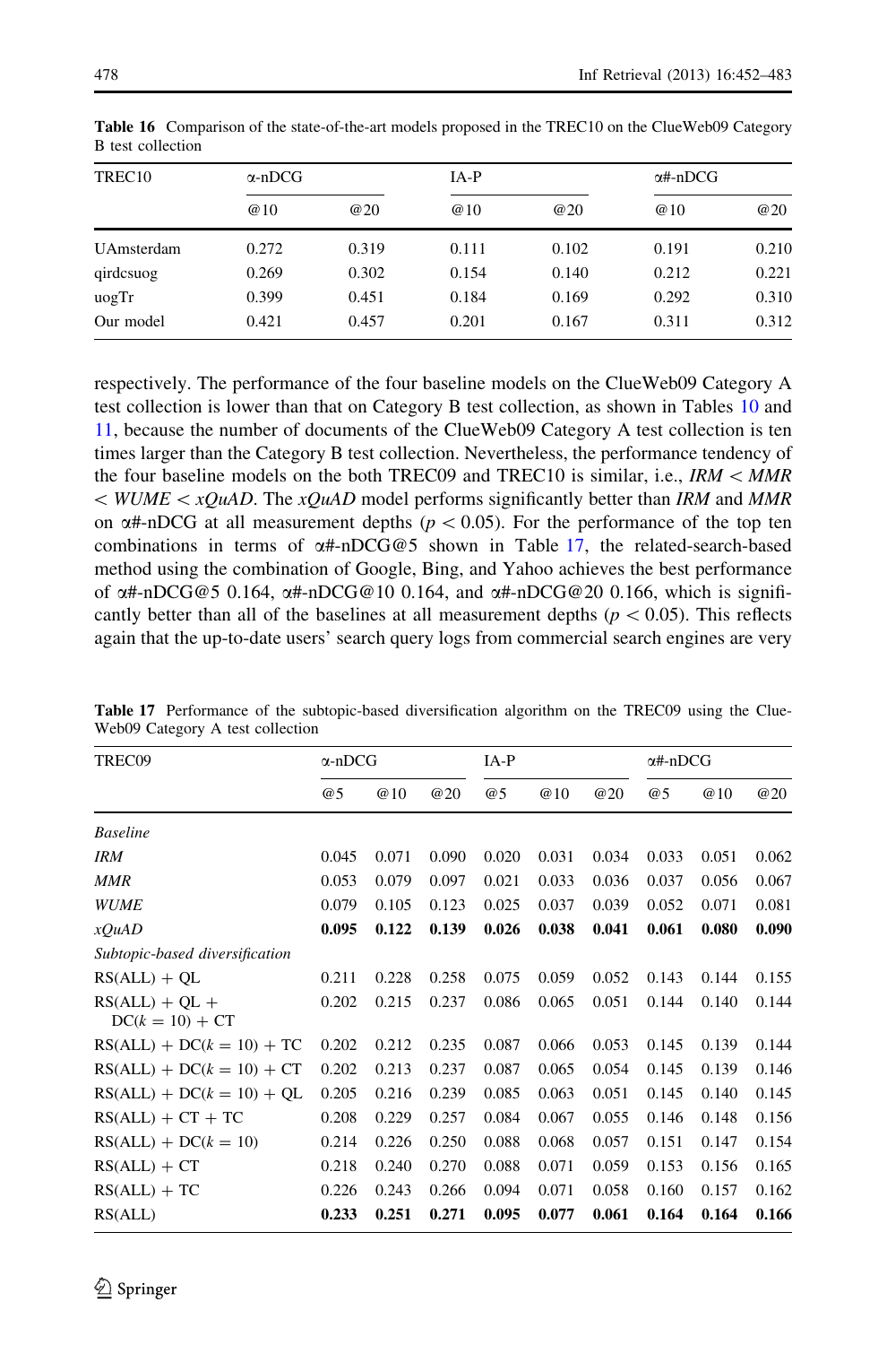**Table 16** Comparison of the state-of-the-art models proposed in the TREC10 on the ClueWeb09 Category B test collection

| TREC10 | α-nDCG | | IA-P | | α#-nDCG | |
|---|---|---|---|---|---|---|
| | @10 | @20 | @10 | @20 | @10 | @20 |
| UAmsterdam | 0.272 | 0.319 | 0.111 | 0.102 | 0.191 | 0.210 |
| qirdcsuog | 0.269 | 0.302 | 0.154 | 0.140 | 0.212 | 0.221 |
| uogTr | 0.399 | 0.451 | 0.184 | 0.169 | 0.292 | 0.310 |
| Our model | 0.421 | 0.457 | 0.201 | 0.167 | 0.311 | 0.312 |

respectively. The performance of the four baseline models on the ClueWeb09 Category A test collection is lower than that on Category B test collection, as shown in Tables 10 and 11, because the number of documents of the ClueWeb09 Category A test collection is ten times larger than the Category B test collection. Nevertheless, the performance tendency of the four baseline models on the both TREC09 and TREC10 is similar, i.e., *IRM* < *MMR* < *WUME* < *xQuAD*. The *xQuAD* model performs significantly better than *IRM* and *MMR* on α#-nDCG at all measurement depths ($p < 0.05$). For the performance of the top ten combinations in terms of α#-nDCG@5 shown in Table 17, the related-search-based method using the combination of Google, Bing, and Yahoo achieves the best performance of α#-nDCG@5 0.164, α#-nDCG@10 0.164, and α#-nDCG@20 0.166, which is significantly better than all of the baselines at all measurement depths ($p < 0.05$). This reflects again that the up-to-date users' search query logs from commercial search engines are very

**Table 17** Performance of the subtopic-based diversification algorithm on the TREC09 using the ClueWeb09 Category A test collection

| TREC09 | α-nDCG | | | IA-P | | | α#-nDCG | | |
|---|---|---|---|---|---|---|---|---|---|
| | @5 | @10 | @20 | @5 | @10 | @20 | @5 | @10 | @20 |
| *Baseline* | | | | | | | | | |
| *IRM* | 0.045 | 0.071 | 0.090 | 0.020 | 0.031 | 0.034 | 0.033 | 0.051 | 0.062 |
| *MMR* | 0.053 | 0.079 | 0.097 | 0.021 | 0.033 | 0.036 | 0.037 | 0.056 | 0.067 |
| *WUME* | 0.079 | 0.105 | 0.123 | 0.025 | 0.037 | 0.039 | 0.052 | 0.071 | 0.081 |
| *xQuAD* | **0.095** | **0.122** | **0.139** | **0.026** | **0.038** | **0.041** | **0.061** | **0.080** | **0.090** |
| *Subtopic-based diversification* | | | | | | | | | |
| RS(ALL) + QL | 0.211 | 0.228 | 0.258 | 0.075 | 0.059 | 0.052 | 0.143 | 0.144 | 0.155 |
| RS(ALL) + QL + DC($k = 10$) + CT | 0.202 | 0.215 | 0.237 | 0.086 | 0.065 | 0.051 | 0.144 | 0.140 | 0.144 |
| RS(ALL) + DC($k = 10$) + TC | 0.202 | 0.212 | 0.235 | 0.087 | 0.066 | 0.053 | 0.145 | 0.139 | 0.144 |
| RS(ALL) + DC($k = 10$) + CT | 0.202 | 0.213 | 0.237 | 0.087 | 0.065 | 0.054 | 0.145 | 0.139 | 0.146 |
| RS(ALL) + DC($k = 10$) + QL | 0.205 | 0.216 | 0.239 | 0.085 | 0.063 | 0.051 | 0.145 | 0.140 | 0.145 |
| RS(ALL) + CT + TC | 0.208 | 0.229 | 0.257 | 0.084 | 0.067 | 0.055 | 0.146 | 0.148 | 0.156 |
| RS(ALL) + DC($k = 10$) | 0.214 | 0.226 | 0.250 | 0.088 | 0.068 | 0.057 | 0.151 | 0.147 | 0.154 |
| RS(ALL) + CT | 0.218 | 0.240 | 0.270 | 0.088 | 0.071 | 0.059 | 0.153 | 0.156 | 0.165 |
| RS(ALL) + TC | 0.226 | 0.243 | 0.266 | 0.094 | 0.071 | 0.058 | 0.160 | 0.157 | 0.162 |
| RS(ALL) | **0.233** | **0.251** | **0.271** | **0.095** | **0.077** | **0.061** | **0.164** | **0.164** | **0.166** |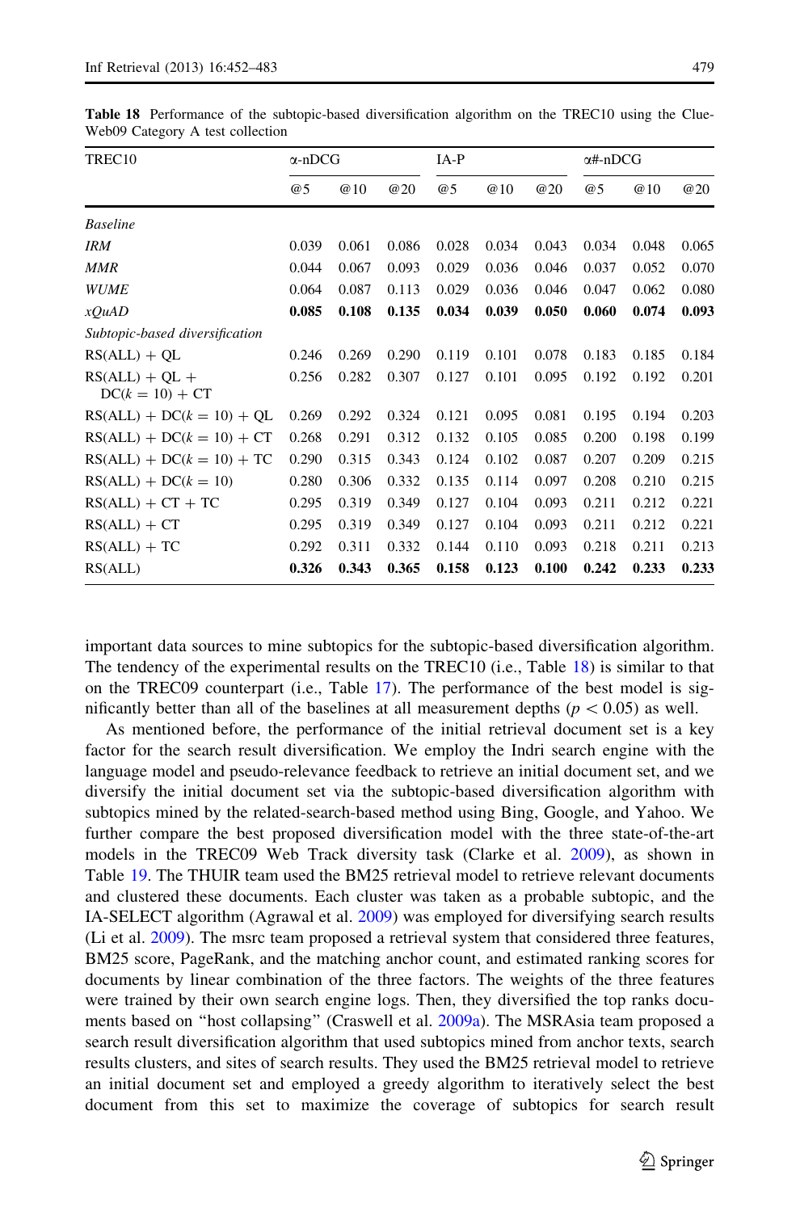**Table 18** Performance of the subtopic-based diversification algorithm on the TREC10 using the Clue-Web09 Category A test collection

| TREC10 | α-nDCG | | | IA-P | | | α#-nDCG | | |
|---|---|---|---|---|---|---|---|---|---|
| | @5 | @10 | @20 | @5 | @10 | @20 | @5 | @10 | @20 |
| *Baseline* | | | | | | | | | |
| *IRM* | 0.039 | 0.061 | 0.086 | 0.028 | 0.034 | 0.043 | 0.034 | 0.048 | 0.065 |
| *MMR* | 0.044 | 0.067 | 0.093 | 0.029 | 0.036 | 0.046 | 0.037 | 0.052 | 0.070 |
| *WUME* | 0.064 | 0.087 | 0.113 | 0.029 | 0.036 | 0.046 | 0.047 | 0.062 | 0.080 |
| *xQuAD* | **0.085** | **0.108** | **0.135** | **0.034** | **0.039** | **0.050** | **0.060** | **0.074** | **0.093** |
| *Subtopic-based diversification* | | | | | | | | | |
| RS(ALL) + QL | 0.246 | 0.269 | 0.290 | 0.119 | 0.101 | 0.078 | 0.183 | 0.185 | 0.184 |
| RS(ALL) + QL + DC($k$ = 10) + CT | 0.256 | 0.282 | 0.307 | 0.127 | 0.101 | 0.095 | 0.192 | 0.192 | 0.201 |
| RS(ALL) + DC($k$ = 10) + QL | 0.269 | 0.292 | 0.324 | 0.121 | 0.095 | 0.081 | 0.195 | 0.194 | 0.203 |
| RS(ALL) + DC($k$ = 10) + CT | 0.268 | 0.291 | 0.312 | 0.132 | 0.105 | 0.085 | 0.200 | 0.198 | 0.199 |
| RS(ALL) + DC($k$ = 10) + TC | 0.290 | 0.315 | 0.343 | 0.124 | 0.102 | 0.087 | 0.207 | 0.209 | 0.215 |
| RS(ALL) + DC($k$ = 10) | 0.280 | 0.306 | 0.332 | 0.135 | 0.114 | 0.097 | 0.208 | 0.210 | 0.215 |
| RS(ALL) + CT + TC | 0.295 | 0.319 | 0.349 | 0.127 | 0.104 | 0.093 | 0.211 | 0.212 | 0.221 |
| RS(ALL) + CT | 0.295 | 0.319 | 0.349 | 0.127 | 0.104 | 0.093 | 0.211 | 0.212 | 0.221 |
| RS(ALL) + TC | 0.292 | 0.311 | 0.332 | 0.144 | 0.110 | 0.093 | 0.218 | 0.211 | 0.213 |
| RS(ALL) | **0.326** | **0.343** | **0.365** | **0.158** | **0.123** | **0.100** | **0.242** | **0.233** | **0.233** |

important data sources to mine subtopics for the subtopic-based diversification algorithm. The tendency of the experimental results on the TREC10 (i.e., Table 18) is similar to that on the TREC09 counterpart (i.e., Table 17). The performance of the best model is significantly better than all of the baselines at all measurement depths ($p < 0.05$) as well.

As mentioned before, the performance of the initial retrieval document set is a key factor for the search result diversification. We employ the Indri search engine with the language model and pseudo-relevance feedback to retrieve an initial document set, and we diversify the initial document set via the subtopic-based diversification algorithm with subtopics mined by the related-search-based method using Bing, Google, and Yahoo. We further compare the best proposed diversification model with the three state-of-the-art models in the TREC09 Web Track diversity task (Clarke et al. 2009), as shown in Table 19. The THUIR team used the BM25 retrieval model to retrieve relevant documents and clustered these documents. Each cluster was taken as a probable subtopic, and the IA-SELECT algorithm (Agrawal et al. 2009) was employed for diversifying search results (Li et al. 2009). The msrc team proposed a retrieval system that considered three features, BM25 score, PageRank, and the matching anchor count, and estimated ranking scores for documents by linear combination of the three factors. The weights of the three features were trained by their own search engine logs. Then, they diversified the top ranks documents based on "host collapsing" (Craswell et al. 2009a). The MSRAsia team proposed a search result diversification algorithm that used subtopics mined from anchor texts, search results clusters, and sites of search results. They used the BM25 retrieval model to retrieve an initial document set and employed a greedy algorithm to iteratively select the best document from this set to maximize the coverage of subtopics for search result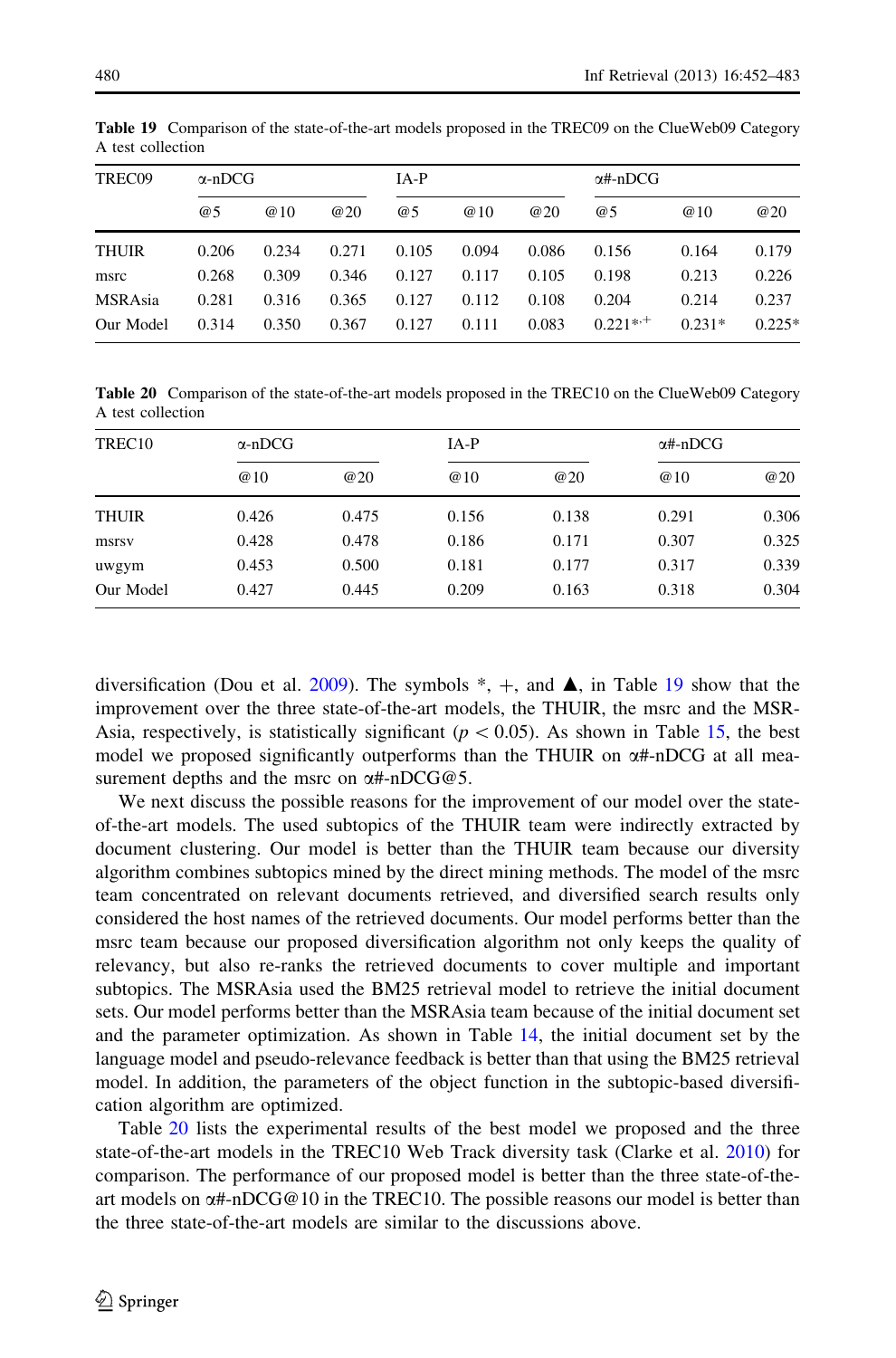**Table 19** Comparison of the state-of-the-art models proposed in the TREC09 on the ClueWeb09 Category A test collection

| TREC09 | α-nDCG | | | IA-P | | | α#-nDCG | | |
|---|---|---|---|---|---|---|---|---|---|
| | @5 | @10 | @20 | @5 | @10 | @20 | @5 | @10 | @20 |
| THUIR | 0.206 | 0.234 | 0.271 | 0.105 | 0.094 | 0.086 | 0.156 | 0.164 | 0.179 |
| msrc | 0.268 | 0.309 | 0.346 | 0.127 | 0.117 | 0.105 | 0.198 | 0.213 | 0.226 |
| MSRAsia | 0.281 | 0.316 | 0.365 | 0.127 | 0.112 | 0.108 | 0.204 | 0.214 | 0.237 |
| Our Model | 0.314 | 0.350 | 0.367 | 0.127 | 0.111 | 0.083 | 0.221*,+ | 0.231* | 0.225* |

**Table 20** Comparison of the state-of-the-art models proposed in the TREC10 on the ClueWeb09 Category A test collection

| TREC10 | α-nDCG | | IA-P | | α#-nDCG | |
|---|---|---|---|---|---|---|
| | @10 | @20 | @10 | @20 | @10 | @20 |
| THUIR | 0.426 | 0.475 | 0.156 | 0.138 | 0.291 | 0.306 |
| msrsv | 0.428 | 0.478 | 0.186 | 0.171 | 0.307 | 0.325 |
| uwgym | 0.453 | 0.500 | 0.181 | 0.177 | 0.317 | 0.339 |
| Our Model | 0.427 | 0.445 | 0.209 | 0.163 | 0.318 | 0.304 |

diversification (Dou et al. 2009). The symbols *, +, and ▲, in Table 19 show that the improvement over the three state-of-the-art models, the THUIR, the msrc and the MSRAsia, respectively, is statistically significant ($p < 0.05$). As shown in Table 15, the best model we proposed significantly outperforms than the THUIR on α#-nDCG at all measurement depths and the msrc on α#-nDCG@5.

We next discuss the possible reasons for the improvement of our model over the state-of-the-art models. The used subtopics of the THUIR team were indirectly extracted by document clustering. Our model is better than the THUIR team because our diversity algorithm combines subtopics mined by the direct mining methods. The model of the msrc team concentrated on relevant documents retrieved, and diversified search results only considered the host names of the retrieved documents. Our model performs better than the msrc team because our proposed diversification algorithm not only keeps the quality of relevancy, but also re-ranks the retrieved documents to cover multiple and important subtopics. The MSRAsia used the BM25 retrieval model to retrieve the initial document sets. Our model performs better than the MSRAsia team because of the initial document set and the parameter optimization. As shown in Table 14, the initial document set by the language model and pseudo-relevance feedback is better than that using the BM25 retrieval model. In addition, the parameters of the object function in the subtopic-based diversification algorithm are optimized.

Table 20 lists the experimental results of the best model we proposed and the three state-of-the-art models in the TREC10 Web Track diversity task (Clarke et al. 2010) for comparison. The performance of our proposed model is better than the three state-of-the-art models on α#-nDCG@10 in the TREC10. The possible reasons our model is better than the three state-of-the-art models are similar to the discussions above.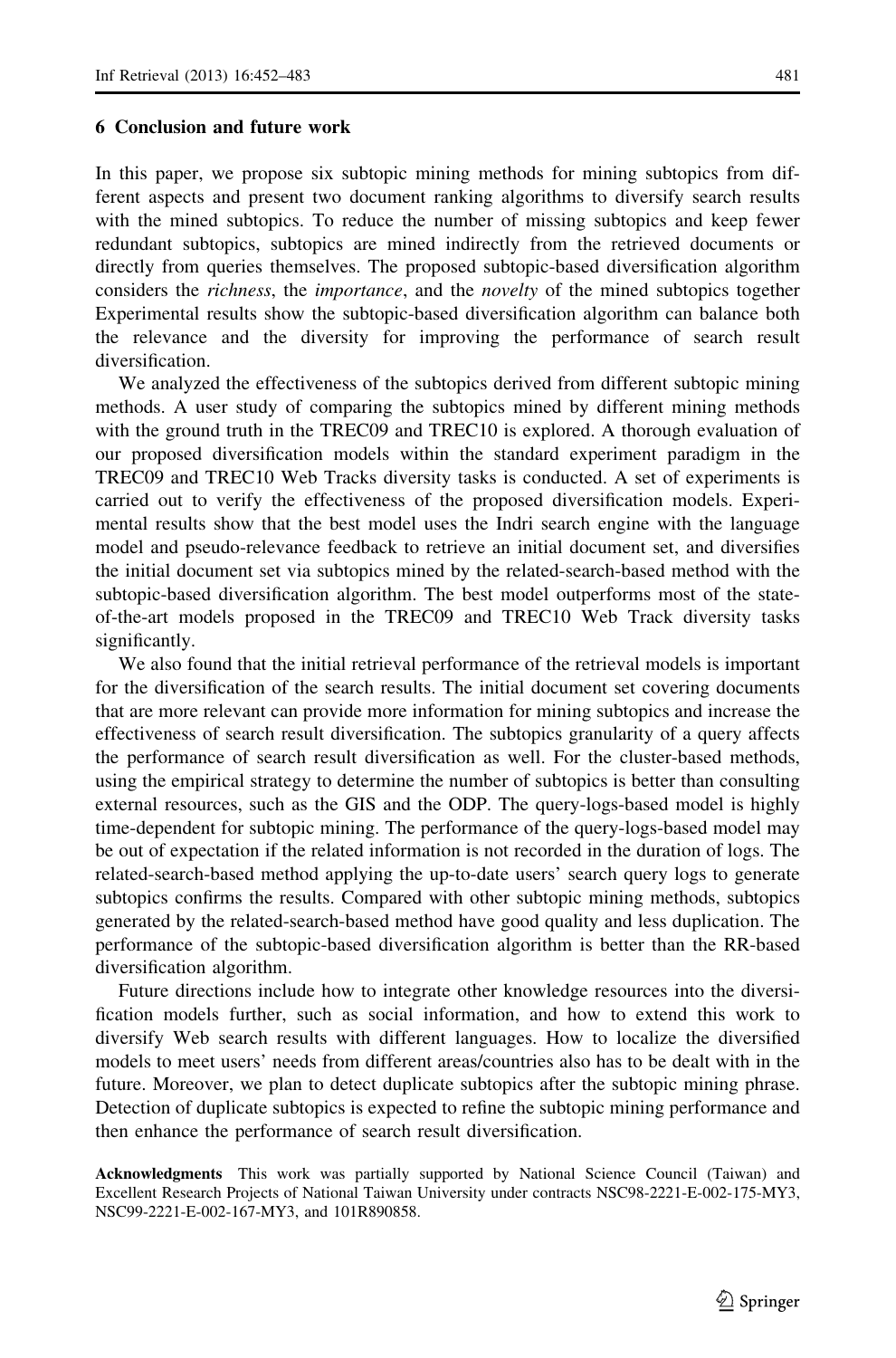## 6 Conclusion and future work

In this paper, we propose six subtopic mining methods for mining subtopics from different aspects and present two document ranking algorithms to diversify search results with the mined subtopics. To reduce the number of missing subtopics and keep fewer redundant subtopics, subtopics are mined indirectly from the retrieved documents or directly from queries themselves. The proposed subtopic-based diversification algorithm considers the *richness*, the *importance*, and the *novelty* of the mined subtopics together Experimental results show the subtopic-based diversification algorithm can balance both the relevance and the diversity for improving the performance of search result diversification.

We analyzed the effectiveness of the subtopics derived from different subtopic mining methods. A user study of comparing the subtopics mined by different mining methods with the ground truth in the TREC09 and TREC10 is explored. A thorough evaluation of our proposed diversification models within the standard experiment paradigm in the TREC09 and TREC10 Web Tracks diversity tasks is conducted. A set of experiments is carried out to verify the effectiveness of the proposed diversification models. Experimental results show that the best model uses the Indri search engine with the language model and pseudo-relevance feedback to retrieve an initial document set, and diversifies the initial document set via subtopics mined by the related-search-based method with the subtopic-based diversification algorithm. The best model outperforms most of the state-of-the-art models proposed in the TREC09 and TREC10 Web Track diversity tasks significantly.

We also found that the initial retrieval performance of the retrieval models is important for the diversification of the search results. The initial document set covering documents that are more relevant can provide more information for mining subtopics and increase the effectiveness of search result diversification. The subtopics granularity of a query affects the performance of search result diversification as well. For the cluster-based methods, using the empirical strategy to determine the number of subtopics is better than consulting external resources, such as the GIS and the ODP. The query-logs-based model is highly time-dependent for subtopic mining. The performance of the query-logs-based model may be out of expectation if the related information is not recorded in the duration of logs. The related-search-based method applying the up-to-date users' search query logs to generate subtopics confirms the results. Compared with other subtopic mining methods, subtopics generated by the related-search-based method have good quality and less duplication. The performance of the subtopic-based diversification algorithm is better than the RR-based diversification algorithm.

Future directions include how to integrate other knowledge resources into the diversification models further, such as social information, and how to extend this work to diversify Web search results with different languages. How to localize the diversified models to meet users' needs from different areas/countries also has to be dealt with in the future. Moreover, we plan to detect duplicate subtopics after the subtopic mining phrase. Detection of duplicate subtopics is expected to refine the subtopic mining performance and then enhance the performance of search result diversification.

**Acknowledgments** This work was partially supported by National Science Council (Taiwan) and Excellent Research Projects of National Taiwan University under contracts NSC98-2221-E-002-175-MY3, NSC99-2221-E-002-167-MY3, and 101R890858.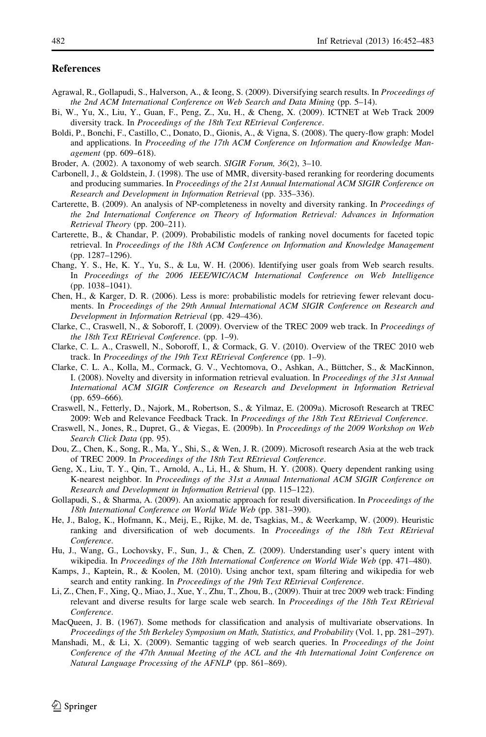## References

Agrawal, R., Gollapudi, S., Halverson, A., & Ieong, S. (2009). Diversifying search results. In *Proceedings of the 2nd ACM International Conference on Web Search and Data Mining* (pp. 5–14).

Bi, W., Yu, X., Liu, Y., Guan, F., Peng, Z., Xu, H., & Cheng, X. (2009). ICTNET at Web Track 2009 diversity track. In *Proceedings of the 18th Text REtrieval Conference*.

Boldi, P., Bonchi, F., Castillo, C., Donato, D., Gionis, A., & Vigna, S. (2008). The query-flow graph: Model and applications. In *Proceeding of the 17th ACM Conference on Information and Knowledge Management* (pp. 609–618).

Broder, A. (2002). A taxonomy of web search. *SIGIR Forum, 36*(2), 3–10.

Carbonell, J., & Goldstein, J. (1998). The use of MMR, diversity-based reranking for reordering documents and producing summaries. In *Proceedings of the 21st Annual International ACM SIGIR Conference on Research and Development in Information Retrieval* (pp. 335–336).

Carterette, B. (2009). An analysis of NP-completeness in novelty and diversity ranking. In *Proceedings of the 2nd International Conference on Theory of Information Retrieval: Advances in Information Retrieval Theory* (pp. 200–211).

Carterette, B., & Chandar, P. (2009). Probabilistic models of ranking novel documents for faceted topic retrieval. In *Proceedings of the 18th ACM Conference on Information and Knowledge Management* (pp. 1287–1296).

Chang, Y. S., He, K. Y., Yu, S., & Lu, W. H. (2006). Identifying user goals from Web search results. In *Proceedings of the 2006 IEEE/WIC/ACM International Conference on Web Intelligence* (pp. 1038–1041).

Chen, H., & Karger, D. R. (2006). Less is more: probabilistic models for retrieving fewer relevant documents. In *Proceedings of the 29th Annual International ACM SIGIR Conference on Research and Development in Information Retrieval* (pp. 429–436).

Clarke, C., Craswell, N., & Soboroff, I. (2009). Overview of the TREC 2009 web track. In *Proceedings of the 18th Text REtrieval Conference*. (pp. 1–9).

Clarke, C. L. A., Craswell, N., Soboroff, I., & Cormack, G. V. (2010). Overview of the TREC 2010 web track. In *Proceedings of the 19th Text REtrieval Conference* (pp. 1–9).

Clarke, C. L. A., Kolla, M., Cormack, G. V., Vechtomova, O., Ashkan, A., Büttcher, S., & MacKinnon, I. (2008). Novelty and diversity in information retrieval evaluation. In *Proceedings of the 31st Annual International ACM SIGIR Conference on Research and Development in Information Retrieval* (pp. 659–666).

Craswell, N., Fetterly, D., Najork, M., Robertson, S., & Yilmaz, E. (2009a). Microsoft Research at TREC 2009: Web and Relevance Feedback Track. In *Proceedings of the 18th Text REtrieval Conference*.

Craswell, N., Jones, R., Dupret, G., & Viegas, E. (2009b). In *Proceedings of the 2009 Workshop on Web Search Click Data* (pp. 95).

Dou, Z., Chen, K., Song, R., Ma, Y., Shi, S., & Wen, J. R. (2009). Microsoft research Asia at the web track of TREC 2009. In *Proceedings of the 18th Text REtrieval Conference*.

Geng, X., Liu, T. Y., Qin, T., Arnold, A., Li, H., & Shum, H. Y. (2008). Query dependent ranking using K-nearest neighbor. In *Proceedings of the 31st a Annual International ACM SIGIR Conference on Research and Development in Information Retrieval* (pp. 115–122).

Gollapudi, S., & Sharma, A. (2009). An axiomatic approach for result diversification. In *Proceedings of the 18th International Conference on World Wide Web* (pp. 381–390).

He, J., Balog, K., Hofmann, K., Meij, E., Rijke, M. de, Tsagkias, M., & Weerkamp, W. (2009). Heuristic ranking and diversification of web documents. In *Proceedings of the 18th Text REtrieval Conference*.

Hu, J., Wang, G., Lochovsky, F., Sun, J., & Chen, Z. (2009). Understanding user's query intent with wikipedia. In *Proceedings of the 18th International Conference on World Wide Web* (pp. 471–480).

Kamps, J., Kaptein, R., & Koolen, M. (2010). Using anchor text, spam filtering and wikipedia for web search and entity ranking. In *Proceedings of the 19th Text REtrieval Conference*.

Li, Z., Chen, F., Xing, Q., Miao, J., Xue, Y., Zhu, T., Zhou, B., (2009). Thuir at trec 2009 web track: Finding relevant and diverse results for large scale web search. In *Proceedings of the 18th Text REtrieval Conference*.

MacQueen, J. B. (1967). Some methods for classification and analysis of multivariate observations. In *Proceedings of the 5th Berkeley Symposium on Math, Statistics, and Probability* (Vol. 1, pp. 281–297).

Manshadi, M., & Li, X. (2009). Semantic tagging of web search queries. In *Proceedings of the Joint Conference of the 47th Annual Meeting of the ACL and the 4th International Joint Conference on Natural Language Processing of the AFNLP* (pp. 861–869).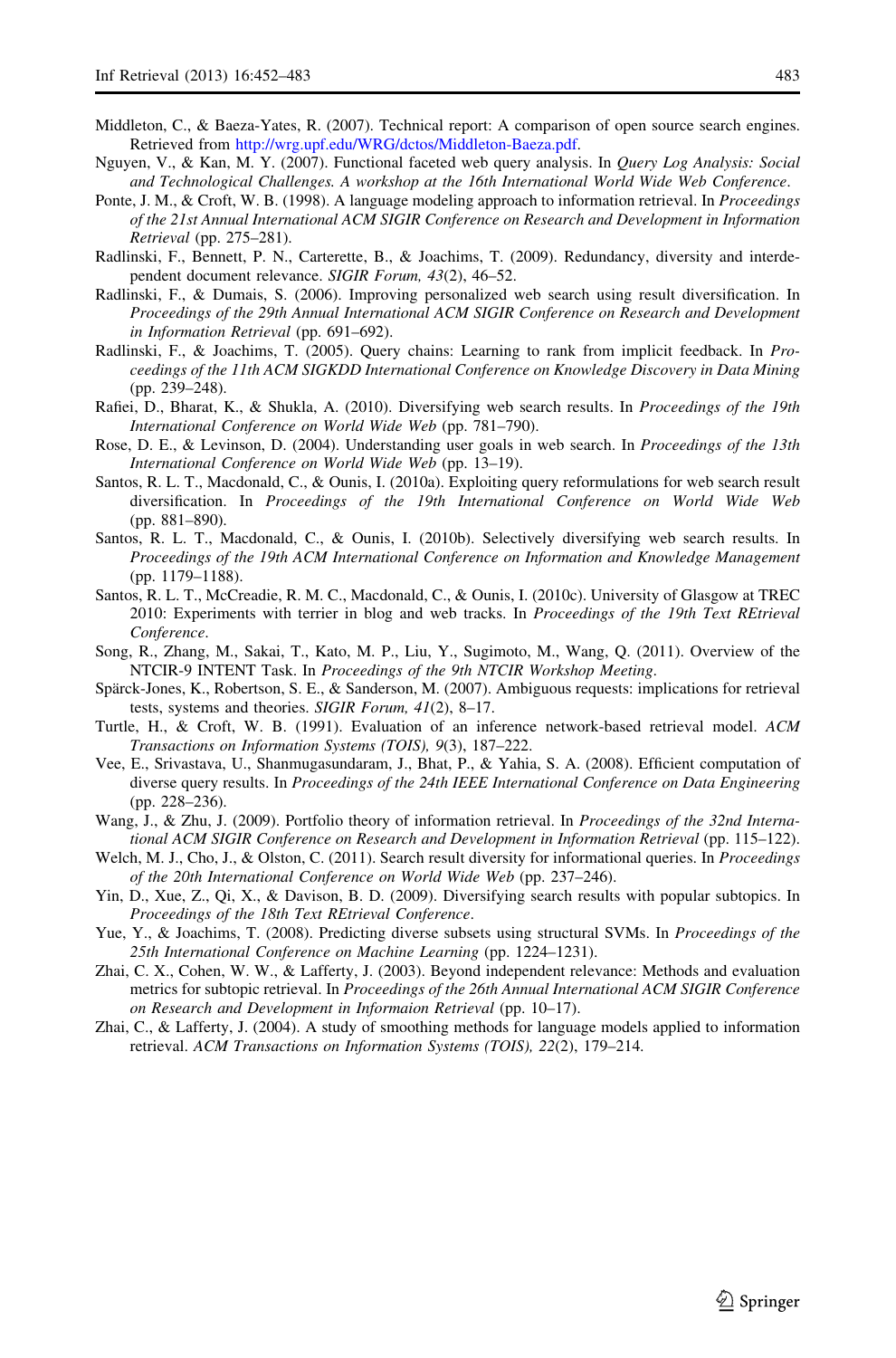Middleton, C., & Baeza-Yates, R. (2007). Technical report: A comparison of open source search engines. Retrieved from http://wrg.upf.edu/WRG/dctos/Middleton-Baeza.pdf.

Nguyen, V., & Kan, M. Y. (2007). Functional faceted web query analysis. In *Query Log Analysis: Social and Technological Challenges. A workshop at the 16th International World Wide Web Conference*.

Ponte, J. M., & Croft, W. B. (1998). A language modeling approach to information retrieval. In *Proceedings of the 21st Annual International ACM SIGIR Conference on Research and Development in Information Retrieval* (pp. 275–281).

Radlinski, F., Bennett, P. N., Carterette, B., & Joachims, T. (2009). Redundancy, diversity and interdependent document relevance. *SIGIR Forum, 43*(2), 46–52.

Radlinski, F., & Dumais, S. (2006). Improving personalized web search using result diversification. In *Proceedings of the 29th Annual International ACM SIGIR Conference on Research and Development in Information Retrieval* (pp. 691–692).

Radlinski, F., & Joachims, T. (2005). Query chains: Learning to rank from implicit feedback. In *Proceedings of the 11th ACM SIGKDD International Conference on Knowledge Discovery in Data Mining* (pp. 239–248).

Rafiei, D., Bharat, K., & Shukla, A. (2010). Diversifying web search results. In *Proceedings of the 19th International Conference on World Wide Web* (pp. 781–790).

Rose, D. E., & Levinson, D. (2004). Understanding user goals in web search. In *Proceedings of the 13th International Conference on World Wide Web* (pp. 13–19).

Santos, R. L. T., Macdonald, C., & Ounis, I. (2010a). Exploiting query reformulations for web search result diversification. In *Proceedings of the 19th International Conference on World Wide Web* (pp. 881–890).

Santos, R. L. T., Macdonald, C., & Ounis, I. (2010b). Selectively diversifying web search results. In *Proceedings of the 19th ACM International Conference on Information and Knowledge Management* (pp. 1179–1188).

Santos, R. L. T., McCreadie, R. M. C., Macdonald, C., & Ounis, I. (2010c). University of Glasgow at TREC 2010: Experiments with terrier in blog and web tracks. In *Proceedings of the 19th Text REtrieval Conference*.

Song, R., Zhang, M., Sakai, T., Kato, M. P., Liu, Y., Sugimoto, M., Wang, Q. (2011). Overview of the NTCIR-9 INTENT Task. In *Proceedings of the 9th NTCIR Workshop Meeting*.

Spärck-Jones, K., Robertson, S. E., & Sanderson, M. (2007). Ambiguous requests: implications for retrieval tests, systems and theories. *SIGIR Forum, 41*(2), 8–17.

Turtle, H., & Croft, W. B. (1991). Evaluation of an inference network-based retrieval model. *ACM Transactions on Information Systems (TOIS), 9*(3), 187–222.

Vee, E., Srivastava, U., Shanmugasundaram, J., Bhat, P., & Yahia, S. A. (2008). Efficient computation of diverse query results. In *Proceedings of the 24th IEEE International Conference on Data Engineering* (pp. 228–236).

Wang, J., & Zhu, J. (2009). Portfolio theory of information retrieval. In *Proceedings of the 32nd International ACM SIGIR Conference on Research and Development in Information Retrieval* (pp. 115–122).

Welch, M. J., Cho, J., & Olston, C. (2011). Search result diversity for informational queries. In *Proceedings of the 20th International Conference on World Wide Web* (pp. 237–246).

Yin, D., Xue, Z., Qi, X., & Davison, B. D. (2009). Diversifying search results with popular subtopics. In *Proceedings of the 18th Text REtrieval Conference*.

Yue, Y., & Joachims, T. (2008). Predicting diverse subsets using structural SVMs. In *Proceedings of the 25th International Conference on Machine Learning* (pp. 1224–1231).

Zhai, C. X., Cohen, W. W., & Lafferty, J. (2003). Beyond independent relevance: Methods and evaluation metrics for subtopic retrieval. In *Proceedings of the 26th Annual International ACM SIGIR Conference on Research and Development in Informaion Retrieval* (pp. 10–17).

Zhai, C., & Lafferty, J. (2004). A study of smoothing methods for language models applied to information retrieval. *ACM Transactions on Information Systems (TOIS), 22*(2), 179–214.